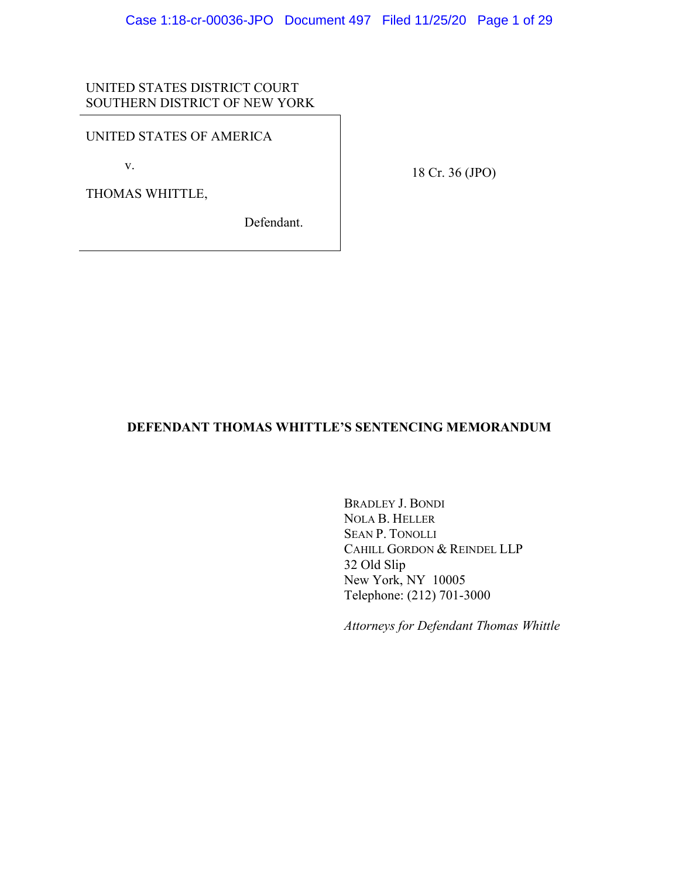UNITED STATES DISTRICT COURT
SOUTHERN DISTRICT OF NEW YORK

UNITED STATES OF AMERICA

v.

THOMAS WHITTLE,

Defendant.

18 Cr. 36 (JPO)

**DEFENDANT THOMAS WHITTLE'S SENTENCING MEMORANDUM**

BRADLEY J. BONDI
NOLA B. HELLER
SEAN P. TONOLLI
CAHILL GORDON & REINDEL LLP
32 Old Slip
New York, NY 10005
Telephone: (212) 701-3000

*Attorneys for Defendant Thomas Whittle*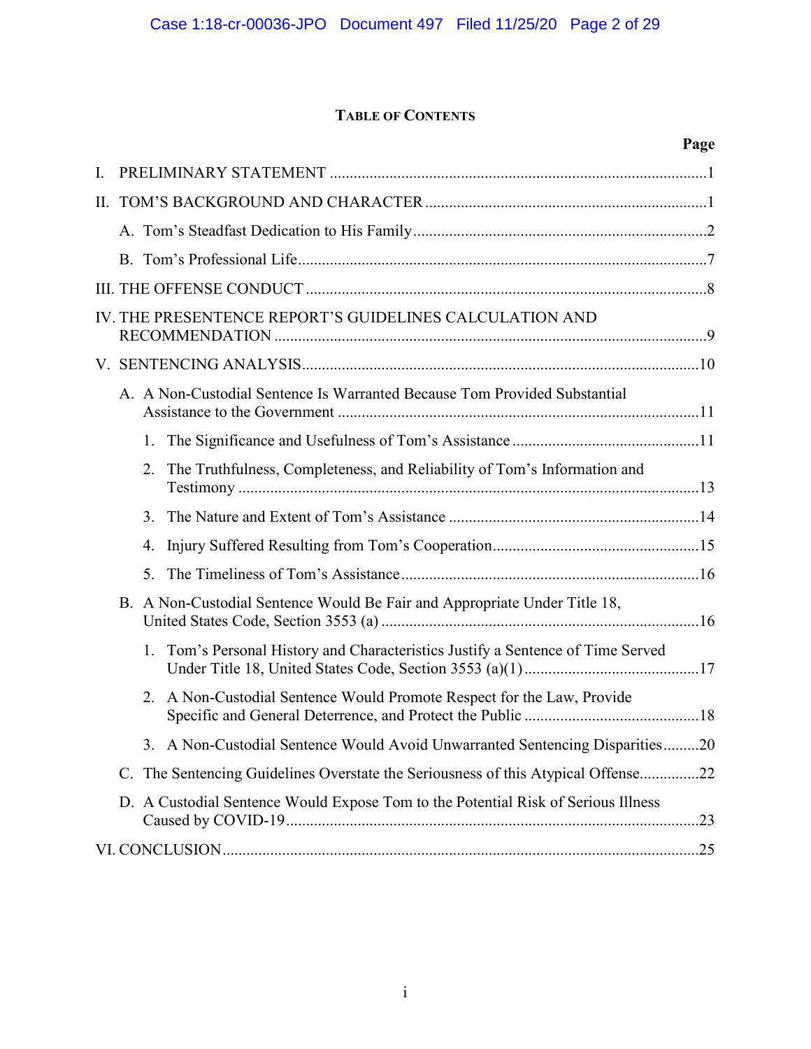# TABLE OF CONTENTS

| | Page |
|---|---|
| I. PRELIMINARY STATEMENT | 1 |
| II. TOM'S BACKGROUND AND CHARACTER | 1 |
| A. Tom's Steadfast Dedication to His Family | 2 |
| B. Tom's Professional Life | 7 |
| III. THE OFFENSE CONDUCT | 8 |
| IV. THE PRESENTENCE REPORT'S GUIDELINES CALCULATION AND RECOMMENDATION | 9 |
| V. SENTENCING ANALYSIS | 10 |
| A. A Non-Custodial Sentence Is Warranted Because Tom Provided Substantial Assistance to the Government | 11 |
| 1. The Significance and Usefulness of Tom's Assistance | 11 |
| 2. The Truthfulness, Completeness, and Reliability of Tom's Information and Testimony | 13 |
| 3. The Nature and Extent of Tom's Assistance | 14 |
| 4. Injury Suffered Resulting from Tom's Cooperation | 15 |
| 5. The Timeliness of Tom's Assistance | 16 |
| B. A Non-Custodial Sentence Would Be Fair and Appropriate Under Title 18, United States Code, Section 3553 (a) | 16 |
| 1. Tom's Personal History and Characteristics Justify a Sentence of Time Served Under Title 18, United States Code, Section 3553 (a)(1) | 17 |
| 2. A Non-Custodial Sentence Would Promote Respect for the Law, Provide Specific and General Deterrence, and Protect the Public | 18 |
| 3. A Non-Custodial Sentence Would Avoid Unwarranted Sentencing Disparities | 20 |
| C. The Sentencing Guidelines Overstate the Seriousness of this Atypical Offense | 22 |
| D. A Custodial Sentence Would Expose Tom to the Potential Risk of Serious Illness Caused by COVID-19 | 23 |
| VI. CONCLUSION | 25 |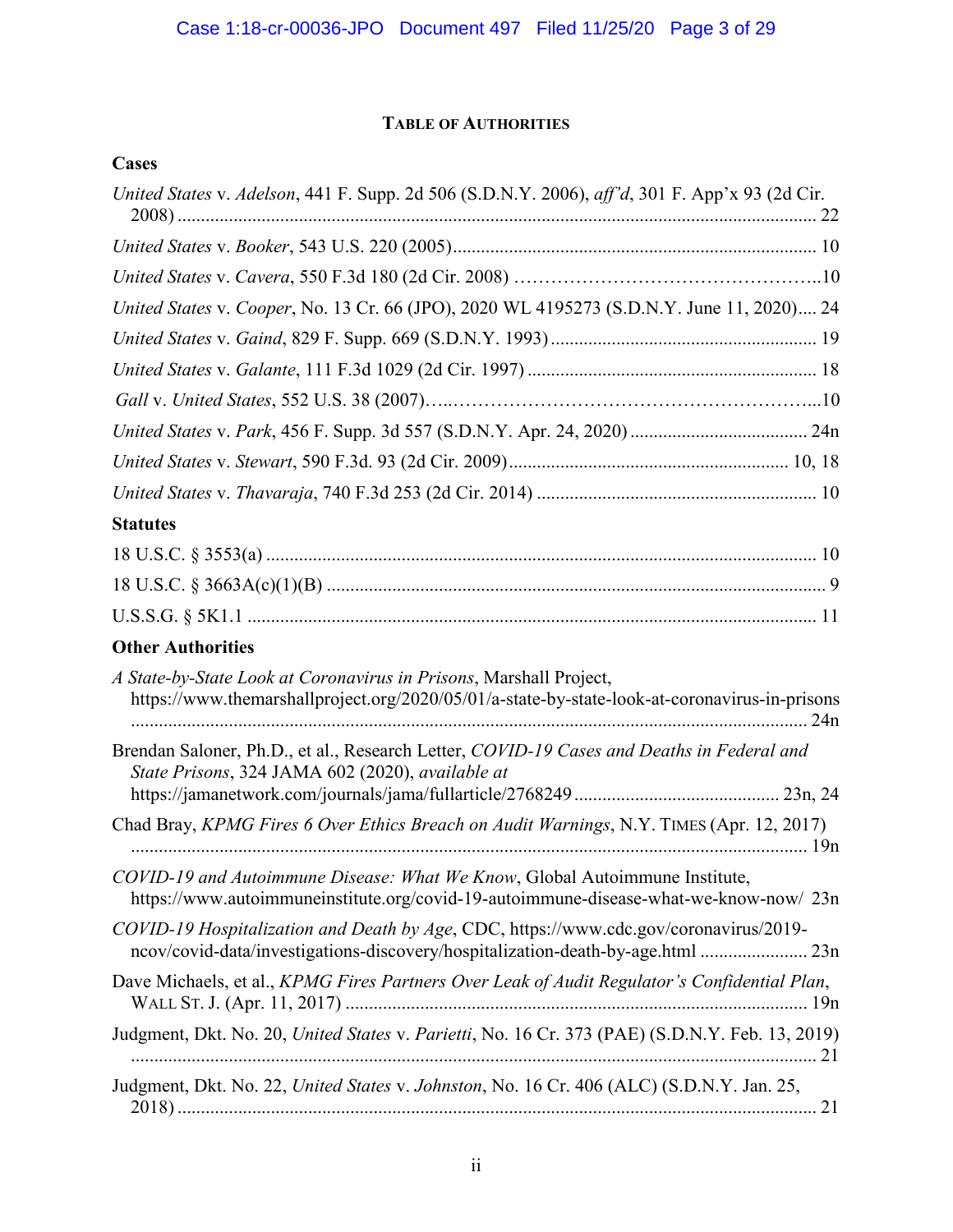**TABLE OF AUTHORITIES**

**Cases**

*United States* v. *Adelson*, 441 F. Supp. 2d 506 (S.D.N.Y. 2006), *aff'd*, 301 F. App'x 93 (2d Cir. 2008) ........................................................................................................................................ 22

*United States* v. *Booker*, 543 U.S. 220 (2005)............................................................................ 10

*United States* v. *Cavera*, 550 F.3d 180 (2d Cir. 2008) ………………………………………..10

*United States* v. *Cooper*, No. 13 Cr. 66 (JPO), 2020 WL 4195273 (S.D.N.Y. June 11, 2020).... 24

*United States* v. *Gaind*, 829 F. Supp. 669 (S.D.N.Y. 1993) ........................................................ 19

*United States* v. *Galante*, 111 F.3d 1029 (2d Cir. 1997) ............................................................. 18

*Gall* v. *United States*, 552 U.S. 38 (2007)…..…………………………………………………...10

*United States* v. *Park*, 456 F. Supp. 3d 557 (S.D.N.Y. Apr. 24, 2020) ...................................... 24n

*United States* v. *Stewart*, 590 F.3d. 93 (2d Cir. 2009)........................................................... 10, 18

*United States* v. *Thavaraja*, 740 F.3d 253 (2d Cir. 2014) ........................................................... 10

**Statutes**

18 U.S.C. § 3553(a) ..................................................................................................................... 10

18 U.S.C. § 3663A(c)(1)(B) .......................................................................................................... 9

U.S.S.G. § 5K1.1 ......................................................................................................................... 11

**Other Authorities**

*A State-by-State Look at Coronavirus in Prisons*, Marshall Project, https://www.themarshallproject.org/2020/05/01/a-state-by-state-look-at-coronavirus-in-prisons ................................................................................................................................. 24n

Brendan Saloner, Ph.D., et al., Research Letter, *COVID-19 Cases and Deaths in Federal and State Prisons*, 324 JAMA 602 (2020), *available at* https://jamanetwork.com/journals/jama/fullarticle/2768249 ........................................... 23n, 24

Chad Bray, *KPMG Fires 6 Over Ethics Breach on Audit Warnings*, N.Y. TIMES (Apr. 12, 2017) ................................................................................................................................. 19n

*COVID-19 and Autoimmune Disease: What We Know*, Global Autoimmune Institute, https://www.autoimmuneinstitute.org/covid-19-autoimmune-disease-what-we-know-now/ 23n

*COVID-19 Hospitalization and Death by Age*, CDC, https://www.cdc.gov/coronavirus/2019-ncov/covid-data/investigations-discovery/hospitalization-death-by-age.html ....................... 23n

Dave Michaels, et al., *KPMG Fires Partners Over Leak of Audit Regulator's Confidential Plan*, WALL ST. J. (Apr. 11, 2017) .................................................................................................. 19n

Judgment, Dkt. No. 20, *United States* v. *Parietti*, No. 16 Cr. 373 (PAE) (S.D.N.Y. Feb. 13, 2019) ........................................................................................................................................ 21

Judgment, Dkt. No. 22, *United States* v. *Johnston*, No. 16 Cr. 406 (ALC) (S.D.N.Y. Jan. 25, 2018) ........................................................................................................................................ 21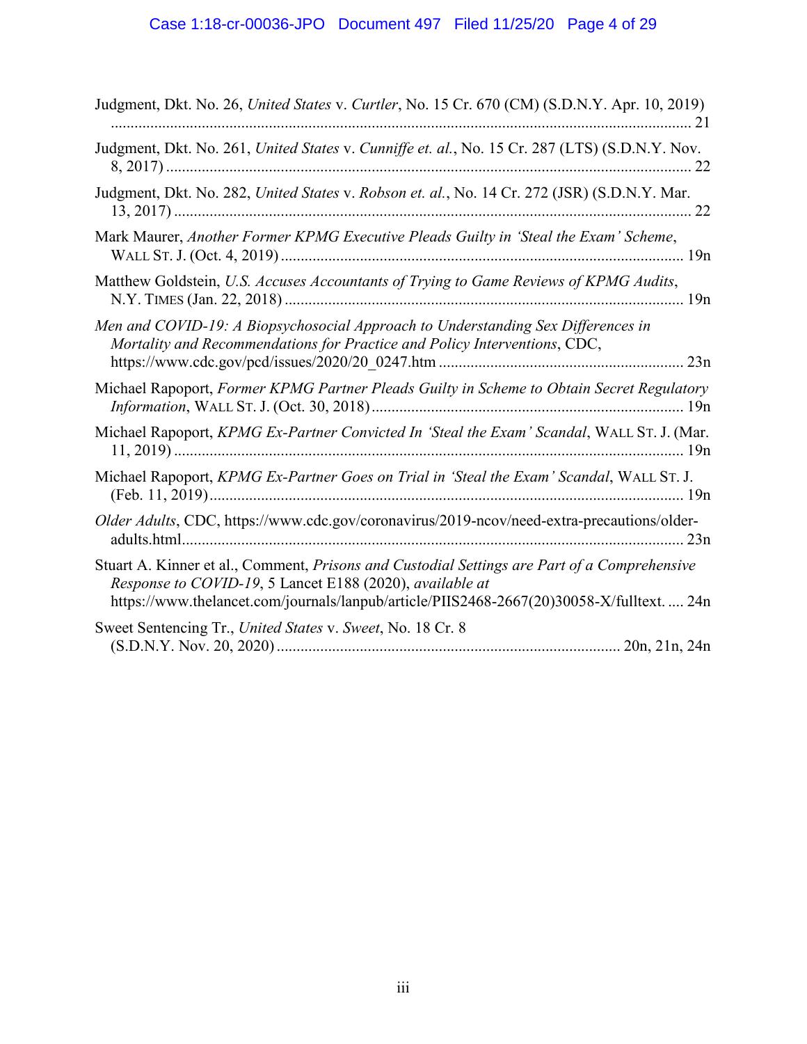Judgment, Dkt. No. 26, *United States* v. *Curtler*, No. 15 Cr. 670 (CM) (S.D.N.Y. Apr. 10, 2019) .................................................................................................................................................. 21

Judgment, Dkt. No. 261, *United States* v. *Cunniffe et. al.*, No. 15 Cr. 287 (LTS) (S.D.N.Y. Nov. 8, 2017) ................................................................................................................................... 22

Judgment, Dkt. No. 282, *United States* v. *Robson et. al.*, No. 14 Cr. 272 (JSR) (S.D.N.Y. Mar. 13, 2017) ................................................................................................................................. 22

Mark Maurer, *Another Former KPMG Executive Pleads Guilty in 'Steal the Exam' Scheme*, WALL ST. J. (Oct. 4, 2019) .................................................................................................... 19n

Matthew Goldstein, *U.S. Accuses Accountants of Trying to Game Reviews of KPMG Audits*, N.Y. TIMES (Jan. 22, 2018) ................................................................................................... 19n

*Men and COVID-19: A Biopsychosocial Approach to Understanding Sex Differences in Mortality and Recommendations for Practice and Policy Interventions*, CDC, https://www.cdc.gov/pcd/issues/2020/20_0247.htm ............................................................ 23n

Michael Rapoport, *Former KPMG Partner Pleads Guilty in Scheme to Obtain Secret Regulatory Information*, WALL ST. J. (Oct. 30, 2018) ............................................................................. 19n

Michael Rapoport, *KPMG Ex-Partner Convicted In 'Steal the Exam' Scandal*, WALL ST. J. (Mar. 11, 2019) ............................................................................................................................... 19n

Michael Rapoport, *KPMG Ex-Partner Goes on Trial in 'Steal the Exam' Scandal*, WALL ST. J. (Feb. 11, 2019) ...................................................................................................................... 19n

*Older Adults*, CDC, https://www.cdc.gov/coronavirus/2019-ncov/need-extra-precautions/older-adults.html ............................................................................................................................. 23n

Stuart A. Kinner et al., Comment, *Prisons and Custodial Settings are Part of a Comprehensive Response to COVID-19*, 5 Lancet E188 (2020), *available at* https://www.thelancet.com/journals/lanpub/article/PIIS2468-2667(20)30058-X/fulltext. .... 24n

Sweet Sentencing Tr., *United States* v. *Sweet*, No. 18 Cr. 8 (S.D.N.Y. Nov. 20, 2020) ...................................................................................... 20n, 21n, 24n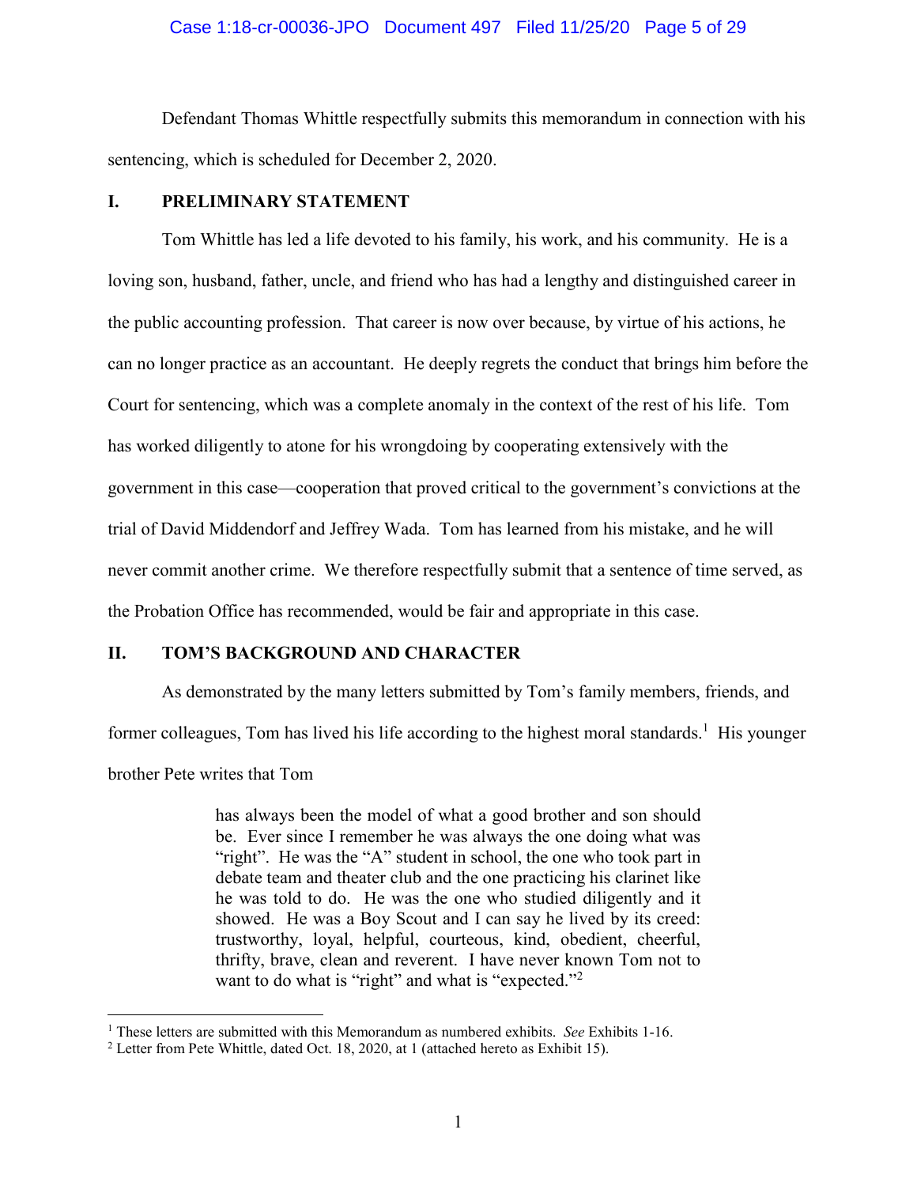Defendant Thomas Whittle respectfully submits this memorandum in connection with his sentencing, which is scheduled for December 2, 2020.

## I. PRELIMINARY STATEMENT

Tom Whittle has led a life devoted to his family, his work, and his community. He is a loving son, husband, father, uncle, and friend who has had a lengthy and distinguished career in the public accounting profession. That career is now over because, by virtue of his actions, he can no longer practice as an accountant. He deeply regrets the conduct that brings him before the Court for sentencing, which was a complete anomaly in the context of the rest of his life. Tom has worked diligently to atone for his wrongdoing by cooperating extensively with the government in this case—cooperation that proved critical to the government's convictions at the trial of David Middendorf and Jeffrey Wada. Tom has learned from his mistake, and he will never commit another crime. We therefore respectfully submit that a sentence of time served, as the Probation Office has recommended, would be fair and appropriate in this case.

## II. TOM'S BACKGROUND AND CHARACTER

As demonstrated by the many letters submitted by Tom's family members, friends, and former colleagues, Tom has lived his life according to the highest moral standards.[1] His younger brother Pete writes that Tom

> has always been the model of what a good brother and son should be. Ever since I remember he was always the one doing what was "right". He was the "A" student in school, the one who took part in debate team and theater club and the one practicing his clarinet like he was told to do. He was the one who studied diligently and it showed. He was a Boy Scout and I can say he lived by its creed: trustworthy, loyal, helpful, courteous, kind, obedient, cheerful, thrifty, brave, clean and reverent. I have never known Tom not to want to do what is "right" and what is "expected."[2]

---

[1] These letters are submitted with this Memorandum as numbered exhibits. *See* Exhibits 1-16.

[2] Letter from Pete Whittle, dated Oct. 18, 2020, at 1 (attached hereto as Exhibit 15).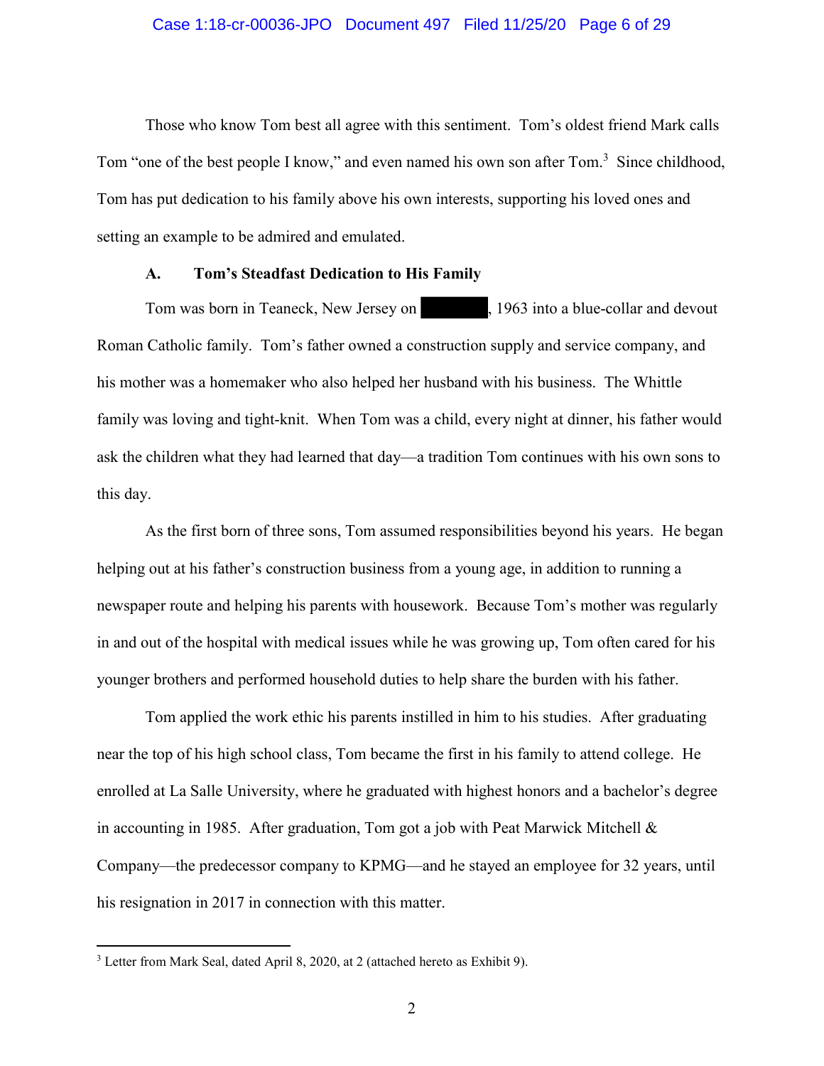Those who know Tom best all agree with this sentiment. Tom's oldest friend Mark calls Tom "one of the best people I know," and even named his own son after Tom.[3] Since childhood, Tom has put dedication to his family above his own interests, supporting his loved ones and setting an example to be admired and emulated.

### A. Tom's Steadfast Dedication to His Family

Tom was born in Teaneck, New Jersey on [REDACTED], 1963 into a blue-collar and devout Roman Catholic family. Tom's father owned a construction supply and service company, and his mother was a homemaker who also helped her husband with his business. The Whittle family was loving and tight-knit. When Tom was a child, every night at dinner, his father would ask the children what they had learned that day—a tradition Tom continues with his own sons to this day.

As the first born of three sons, Tom assumed responsibilities beyond his years. He began helping out at his father's construction business from a young age, in addition to running a newspaper route and helping his parents with housework. Because Tom's mother was regularly in and out of the hospital with medical issues while he was growing up, Tom often cared for his younger brothers and performed household duties to help share the burden with his father.

Tom applied the work ethic his parents instilled in him to his studies. After graduating near the top of his high school class, Tom became the first in his family to attend college. He enrolled at La Salle University, where he graduated with highest honors and a bachelor's degree in accounting in 1985. After graduation, Tom got a job with Peat Marwick Mitchell & Company—the predecessor company to KPMG—and he stayed an employee for 32 years, until his resignation in 2017 in connection with this matter.

---

[3] Letter from Mark Seal, dated April 8, 2020, at 2 (attached hereto as Exhibit 9).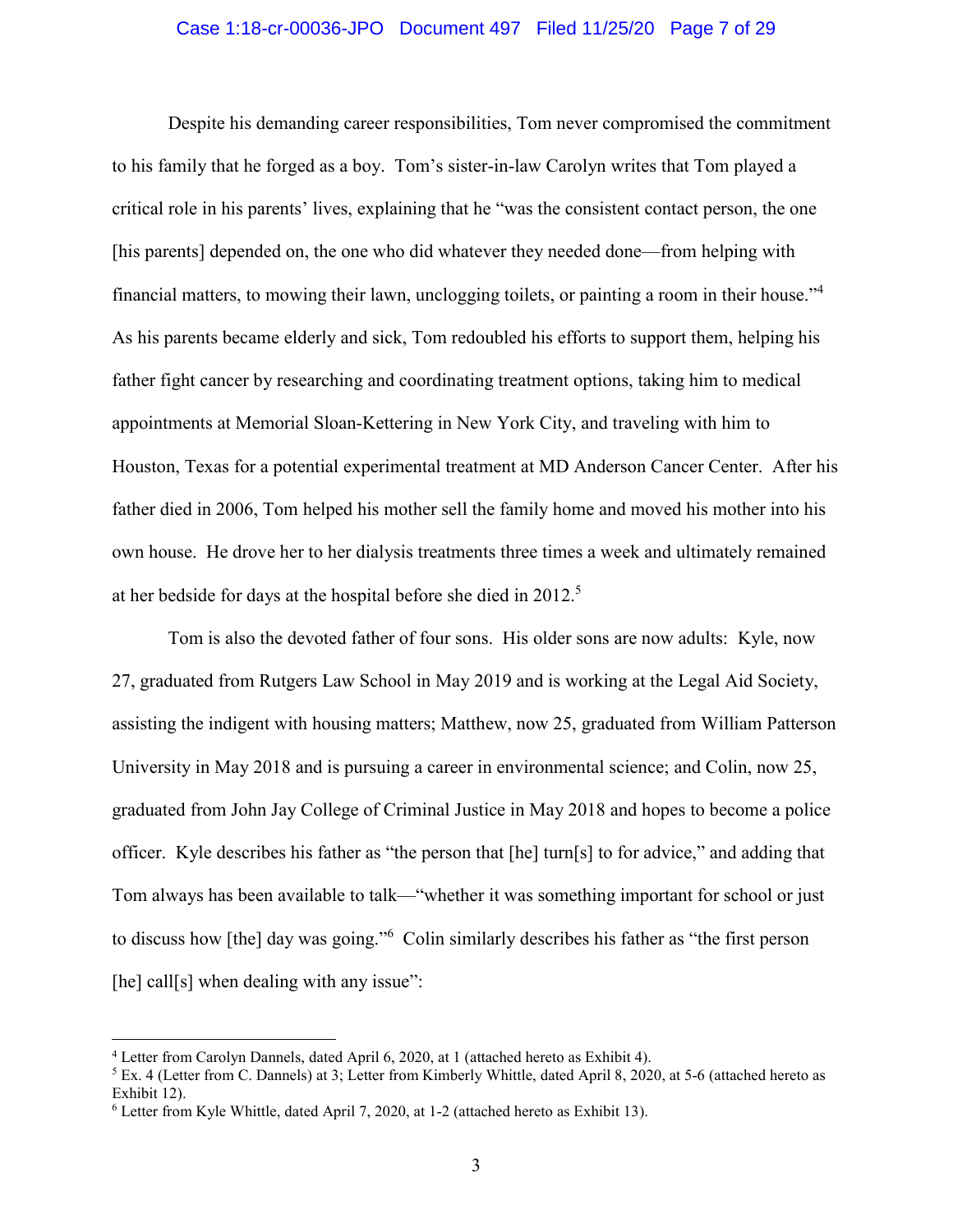Despite his demanding career responsibilities, Tom never compromised the commitment to his family that he forged as a boy. Tom's sister-in-law Carolyn writes that Tom played a critical role in his parents' lives, explaining that he "was the consistent contact person, the one [his parents] depended on, the one who did whatever they needed done—from helping with financial matters, to mowing their lawn, unclogging toilets, or painting a room in their house."[4] As his parents became elderly and sick, Tom redoubled his efforts to support them, helping his father fight cancer by researching and coordinating treatment options, taking him to medical appointments at Memorial Sloan-Kettering in New York City, and traveling with him to Houston, Texas for a potential experimental treatment at MD Anderson Cancer Center. After his father died in 2006, Tom helped his mother sell the family home and moved his mother into his own house. He drove her to her dialysis treatments three times a week and ultimately remained at her bedside for days at the hospital before she died in 2012.[5]

Tom is also the devoted father of four sons. His older sons are now adults: Kyle, now 27, graduated from Rutgers Law School in May 2019 and is working at the Legal Aid Society, assisting the indigent with housing matters; Matthew, now 25, graduated from William Patterson University in May 2018 and is pursuing a career in environmental science; and Colin, now 25, graduated from John Jay College of Criminal Justice in May 2018 and hopes to become a police officer. Kyle describes his father as "the person that [he] turn[s] to for advice," and adding that Tom always has been available to talk—"whether it was something important for school or just to discuss how [the] day was going."[6] Colin similarly describes his father as "the first person [he] call[s] when dealing with any issue":

---

[4] Letter from Carolyn Dannels, dated April 6, 2020, at 1 (attached hereto as Exhibit 4).

[5] Ex. 4 (Letter from C. Dannels) at 3; Letter from Kimberly Whittle, dated April 8, 2020, at 5-6 (attached hereto as Exhibit 12).

[6] Letter from Kyle Whittle, dated April 7, 2020, at 1-2 (attached hereto as Exhibit 13).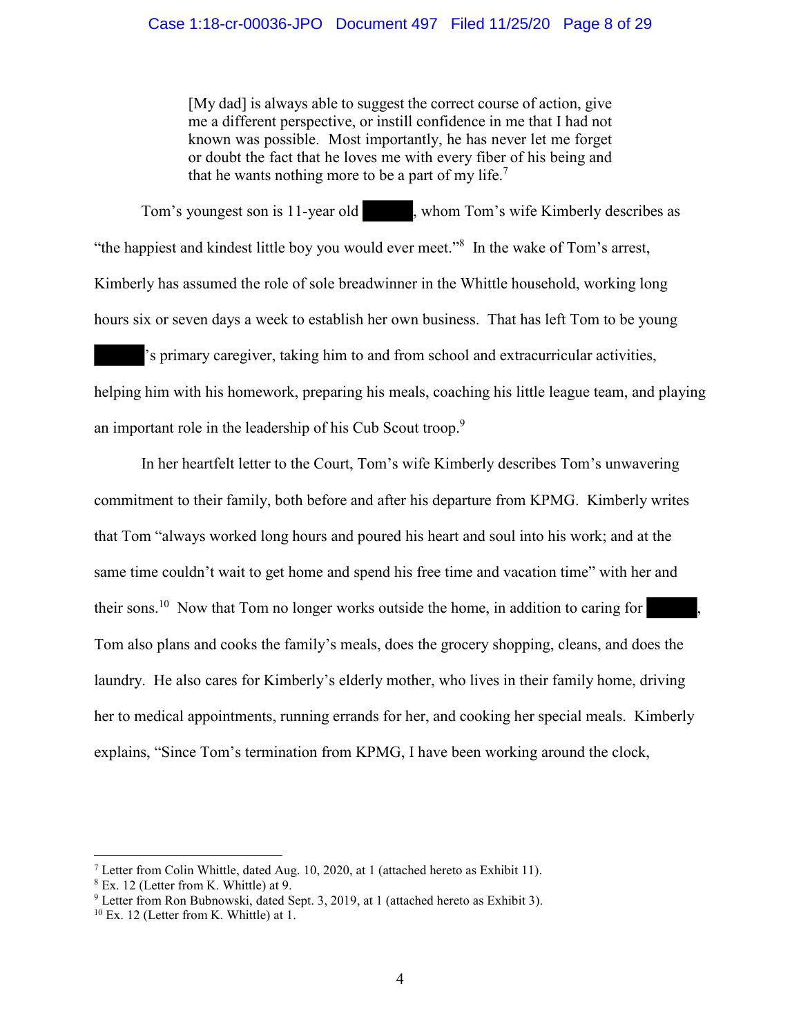> [My dad] is always able to suggest the correct course of action, give me a different perspective, or instill confidence in me that I had not known was possible. Most importantly, he has never let me forget or doubt the fact that he loves me with every fiber of his being and that he wants nothing more to be a part of my life.[7]

Tom's youngest son is 11-year old ██████, whom Tom's wife Kimberly describes as "the happiest and kindest little boy you would ever meet."[8] In the wake of Tom's arrest, Kimberly has assumed the role of sole breadwinner in the Whittle household, working long hours six or seven days a week to establish her own business. That has left Tom to be young ██████'s primary caregiver, taking him to and from school and extracurricular activities, helping him with his homework, preparing his meals, coaching his little league team, and playing an important role in the leadership of his Cub Scout troop.[9]

In her heartfelt letter to the Court, Tom's wife Kimberly describes Tom's unwavering commitment to their family, both before and after his departure from KPMG. Kimberly writes that Tom "always worked long hours and poured his heart and soul into his work; and at the same time couldn't wait to get home and spend his free time and vacation time" with her and their sons.[10] Now that Tom no longer works outside the home, in addition to caring for ██████, Tom also plans and cooks the family's meals, does the grocery shopping, cleans, and does the laundry. He also cares for Kimberly's elderly mother, who lives in their family home, driving her to medical appointments, running errands for her, and cooking her special meals. Kimberly explains, "Since Tom's termination from KPMG, I have been working around the clock,

---

[7] Letter from Colin Whittle, dated Aug. 10, 2020, at 1 (attached hereto as Exhibit 11).

[8] Ex. 12 (Letter from K. Whittle) at 9.

[9] Letter from Ron Bubnowski, dated Sept. 3, 2019, at 1 (attached hereto as Exhibit 3).

[10] Ex. 12 (Letter from K. Whittle) at 1.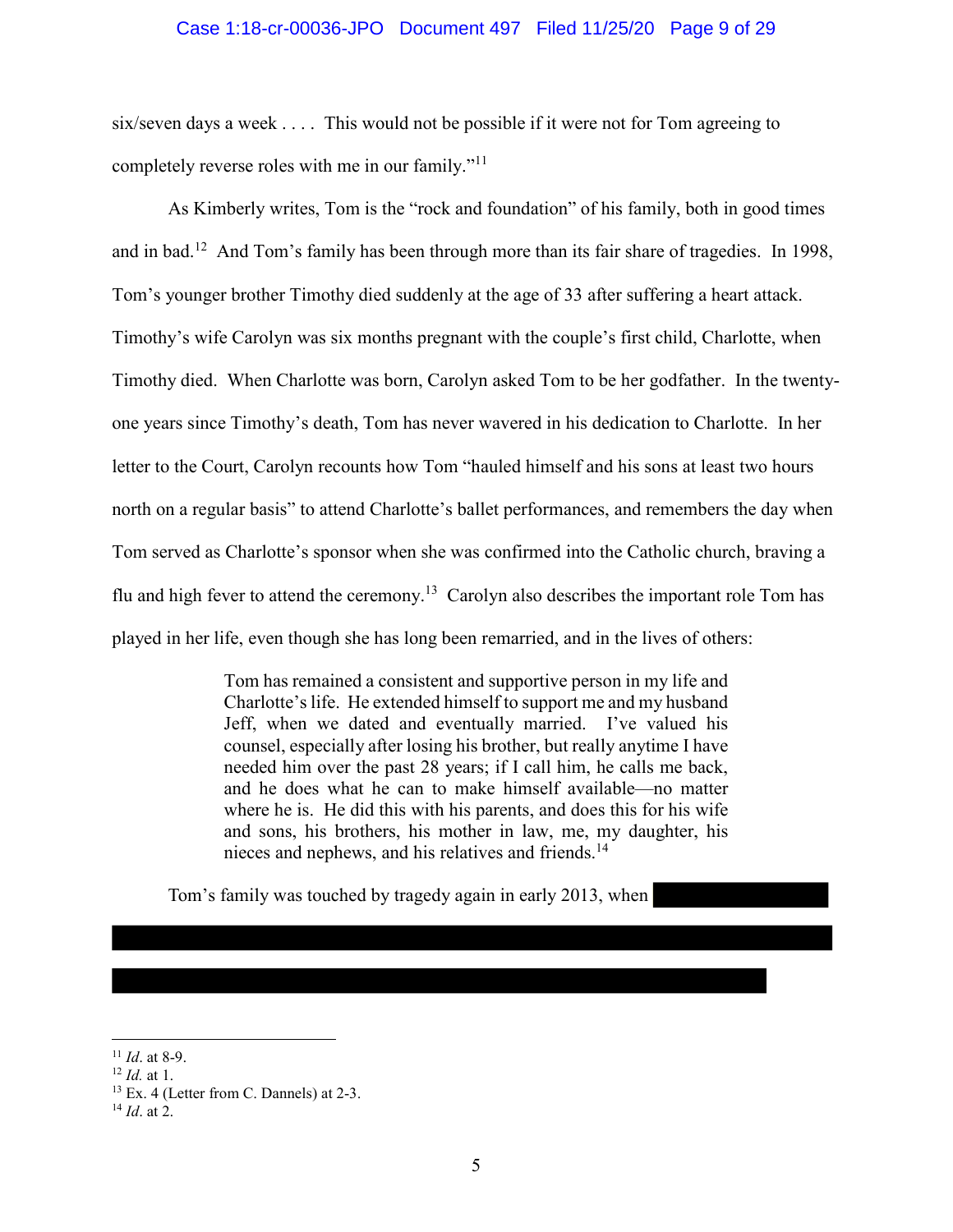six/seven days a week . . . . This would not be possible if it were not for Tom agreeing to completely reverse roles with me in our family."[11]

As Kimberly writes, Tom is the "rock and foundation" of his family, both in good times and in bad.[12] And Tom's family has been through more than its fair share of tragedies. In 1998, Tom's younger brother Timothy died suddenly at the age of 33 after suffering a heart attack. Timothy's wife Carolyn was six months pregnant with the couple's first child, Charlotte, when Timothy died. When Charlotte was born, Carolyn asked Tom to be her godfather. In the twenty-one years since Timothy's death, Tom has never wavered in his dedication to Charlotte. In her letter to the Court, Carolyn recounts how Tom "hauled himself and his sons at least two hours north on a regular basis" to attend Charlotte's ballet performances, and remembers the day when Tom served as Charlotte's sponsor when she was confirmed into the Catholic church, braving a flu and high fever to attend the ceremony.[13] Carolyn also describes the important role Tom has played in her life, even though she has long been remarried, and in the lives of others:

> Tom has remained a consistent and supportive person in my life and Charlotte's life. He extended himself to support me and my husband Jeff, when we dated and eventually married. I've valued his counsel, especially after losing his brother, but really anytime I have needed him over the past 28 years; if I call him, he calls me back, and he does what he can to make himself available—no matter where he is. He did this with his parents, and does this for his wife and sons, his brothers, his mother in law, me, my daughter, his nieces and nephews, and his relatives and friends.[14]

Tom's family was touched by tragedy again in early 2013, when [REDACTED]

[11] *Id*. at 8-9.
[12] *Id.* at 1.
[13] Ex. 4 (Letter from C. Dannels) at 2-3.
[14] *Id*. at 2.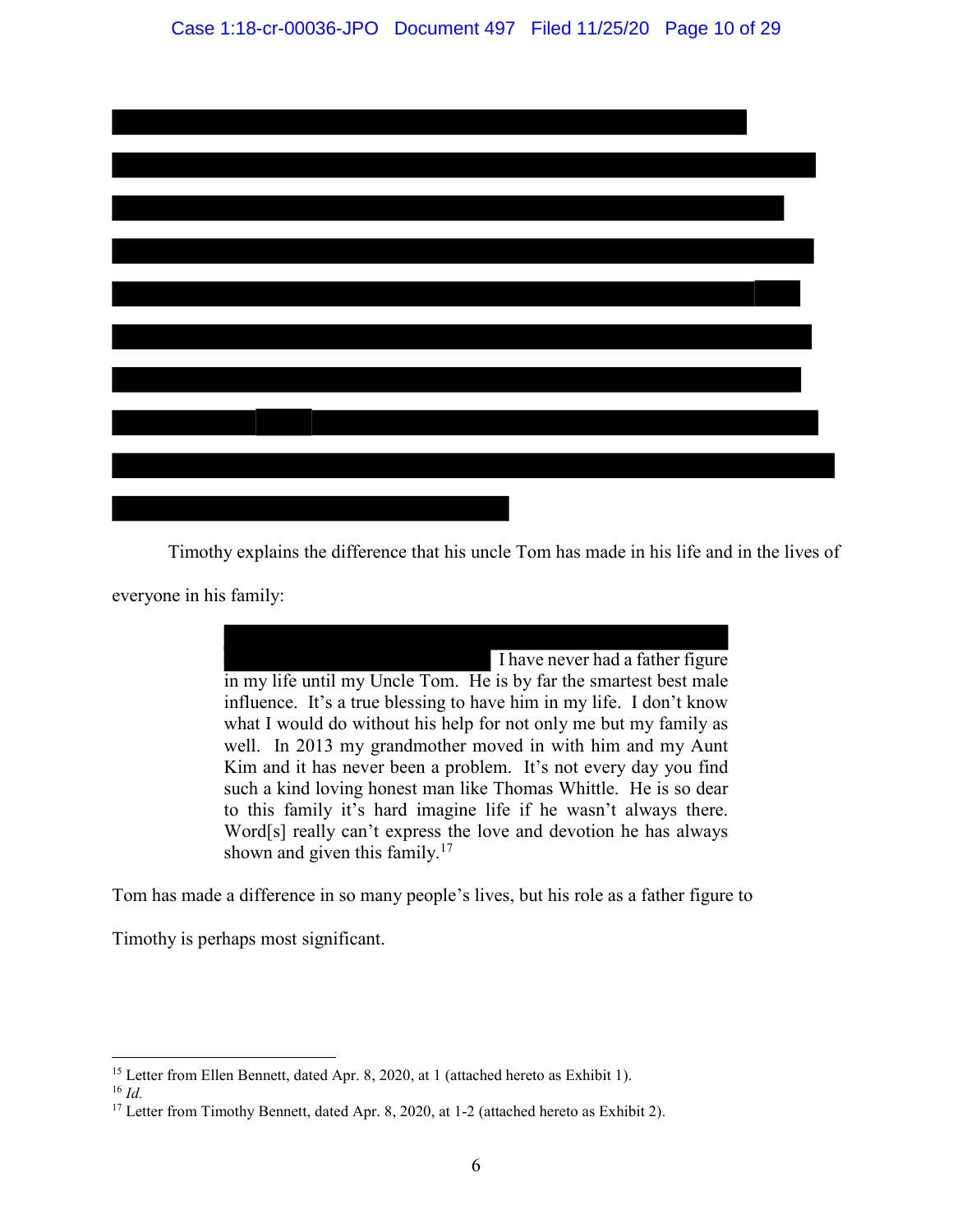Timothy explains the difference that his uncle Tom has made in his life and in the lives of everyone in his family:

> I have never had a father figure in my life until my Uncle Tom. He is by far the smartest best male influence. It's a true blessing to have him in my life. I don't know what I would do without his help for not only me but my family as well. In 2013 my grandmother moved in with him and my Aunt Kim and it has never been a problem. It's not every day you find such a kind loving honest man like Thomas Whittle. He is so dear to this family it's hard imagine life if he wasn't always there. Word[s] really can't express the love and devotion he has always shown and given this family.[17]

Tom has made a difference in so many people's lives, but his role as a father figure to Timothy is perhaps most significant.

---

[15] Letter from Ellen Bennett, dated Apr. 8, 2020, at 1 (attached hereto as Exhibit 1).

[16] *Id.*

[17] Letter from Timothy Bennett, dated Apr. 8, 2020, at 1-2 (attached hereto as Exhibit 2).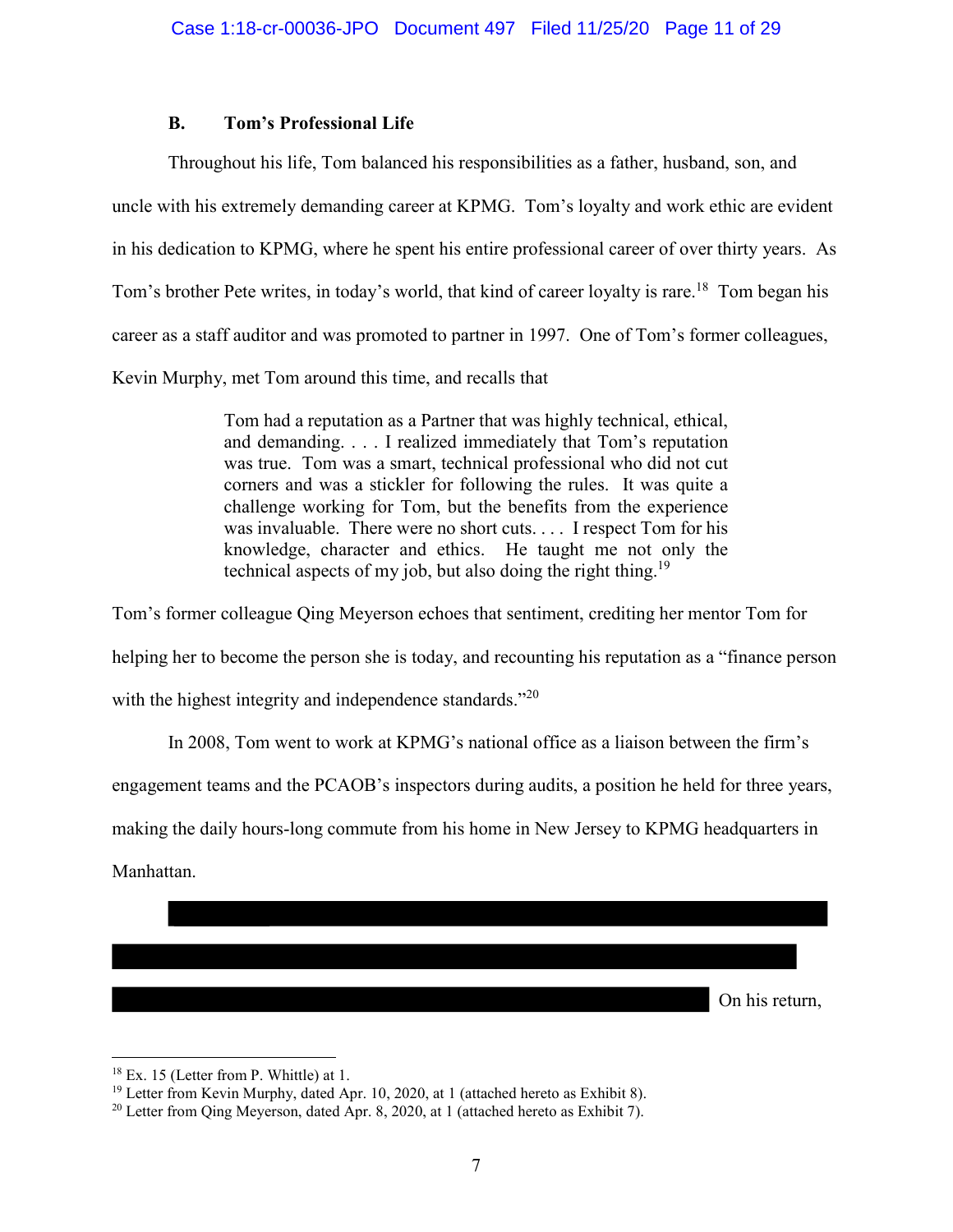### B. Tom's Professional Life

Throughout his life, Tom balanced his responsibilities as a father, husband, son, and uncle with his extremely demanding career at KPMG. Tom's loyalty and work ethic are evident in his dedication to KPMG, where he spent his entire professional career of over thirty years. As Tom's brother Pete writes, in today's world, that kind of career loyalty is rare.[18] Tom began his career as a staff auditor and was promoted to partner in 1997. One of Tom's former colleagues, Kevin Murphy, met Tom around this time, and recalls that

> Tom had a reputation as a Partner that was highly technical, ethical, and demanding. . . . I realized immediately that Tom's reputation was true. Tom was a smart, technical professional who did not cut corners and was a stickler for following the rules. It was quite a challenge working for Tom, but the benefits from the experience was invaluable. There were no short cuts. . . . I respect Tom for his knowledge, character and ethics. He taught me not only the technical aspects of my job, but also doing the right thing.[19]

Tom's former colleague Qing Meyerson echoes that sentiment, crediting her mentor Tom for helping her to become the person she is today, and recounting his reputation as a "finance person with the highest integrity and independence standards."[20]

In 2008, Tom went to work at KPMG's national office as a liaison between the firm's engagement teams and the PCAOB's inspectors during audits, a position he held for three years, making the daily hours-long commute from his home in New Jersey to KPMG headquarters in Manhattan.

[REDACTED] On his return,

---

[18] Ex. 15 (Letter from P. Whittle) at 1.

[19] Letter from Kevin Murphy, dated Apr. 10, 2020, at 1 (attached hereto as Exhibit 8).

[20] Letter from Qing Meyerson, dated Apr. 8, 2020, at 1 (attached hereto as Exhibit 7).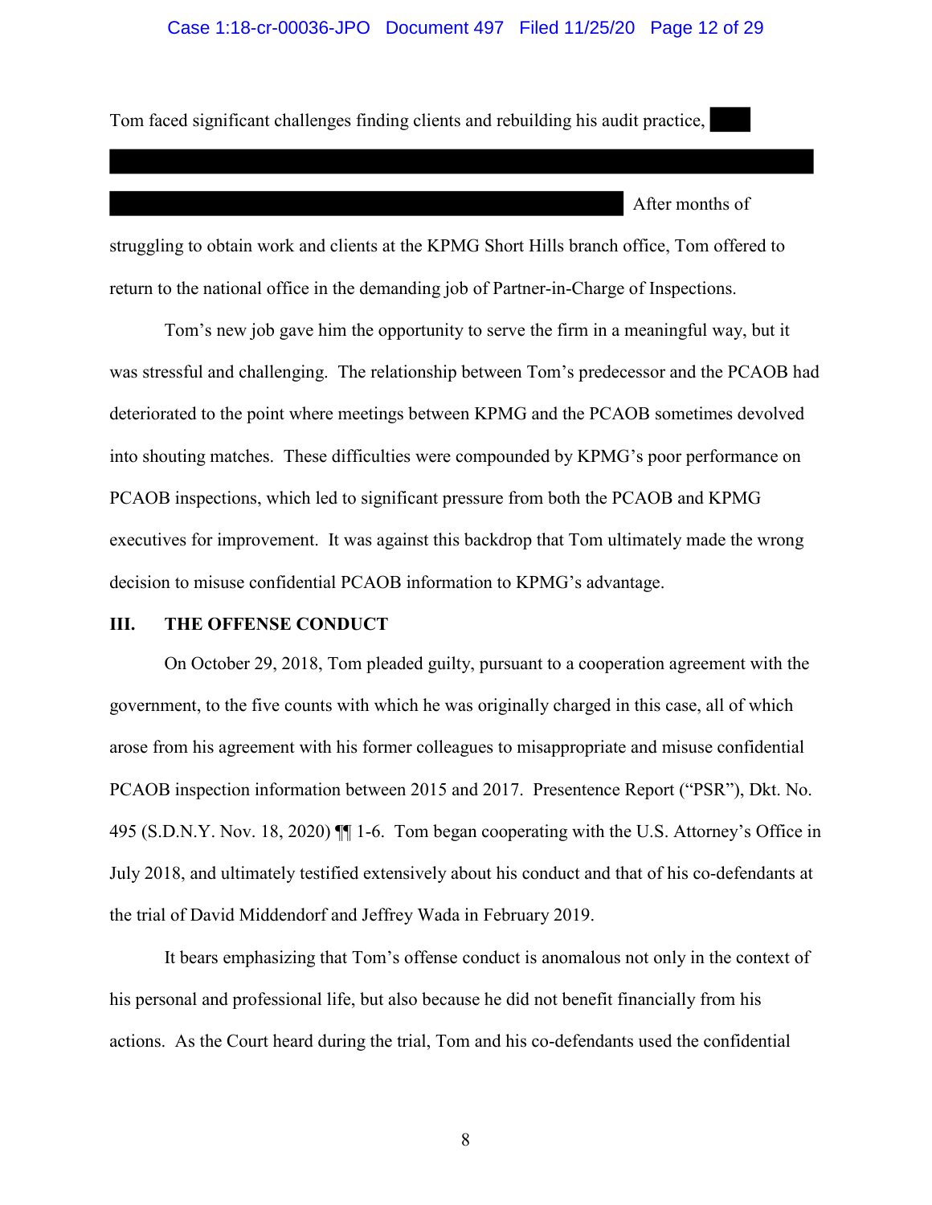Tom faced significant challenges finding clients and rebuilding his audit practice, ████

██████████████████████████████████████████████████

████████████████████████████████████ After months of struggling to obtain work and clients at the KPMG Short Hills branch office, Tom offered to return to the national office in the demanding job of Partner-in-Charge of Inspections.

Tom's new job gave him the opportunity to serve the firm in a meaningful way, but it was stressful and challenging. The relationship between Tom's predecessor and the PCAOB had deteriorated to the point where meetings between KPMG and the PCAOB sometimes devolved into shouting matches. These difficulties were compounded by KPMG's poor performance on PCAOB inspections, which led to significant pressure from both the PCAOB and KPMG executives for improvement. It was against this backdrop that Tom ultimately made the wrong decision to misuse confidential PCAOB information to KPMG's advantage.

## III. THE OFFENSE CONDUCT

On October 29, 2018, Tom pleaded guilty, pursuant to a cooperation agreement with the government, to the five counts with which he was originally charged in this case, all of which arose from his agreement with his former colleagues to misappropriate and misuse confidential PCAOB inspection information between 2015 and 2017. Presentence Report ("PSR"), Dkt. No. 495 (S.D.N.Y. Nov. 18, 2020) ¶¶ 1-6. Tom began cooperating with the U.S. Attorney's Office in July 2018, and ultimately testified extensively about his conduct and that of his co-defendants at the trial of David Middendorf and Jeffrey Wada in February 2019.

It bears emphasizing that Tom's offense conduct is anomalous not only in the context of his personal and professional life, but also because he did not benefit financially from his actions. As the Court heard during the trial, Tom and his co-defendants used the confidential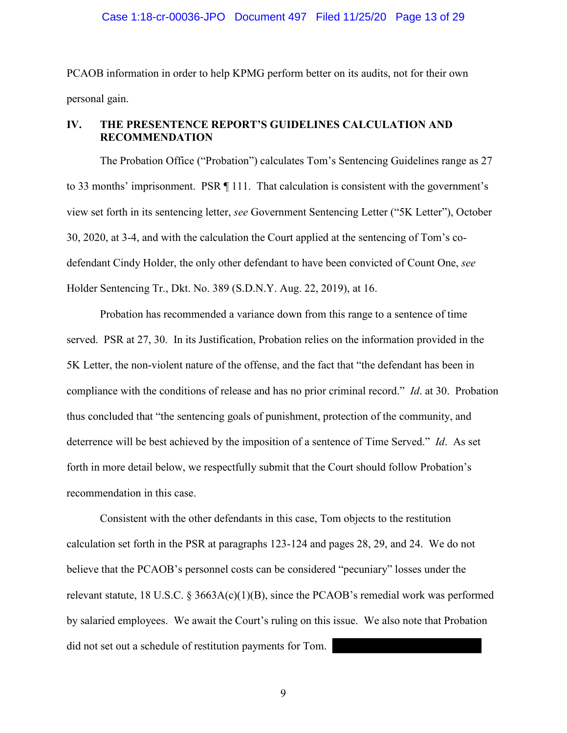PCAOB information in order to help KPMG perform better on its audits, not for their own personal gain.

## IV. THE PRESENTENCE REPORT'S GUIDELINES CALCULATION AND RECOMMENDATION

The Probation Office ("Probation") calculates Tom's Sentencing Guidelines range as 27 to 33 months' imprisonment. PSR ¶ 111. That calculation is consistent with the government's view set forth in its sentencing letter, *see* Government Sentencing Letter ("5K Letter"), October 30, 2020, at 3-4, and with the calculation the Court applied at the sentencing of Tom's co-defendant Cindy Holder, the only other defendant to have been convicted of Count One, *see* Holder Sentencing Tr., Dkt. No. 389 (S.D.N.Y. Aug. 22, 2019), at 16.

Probation has recommended a variance down from this range to a sentence of time served. PSR at 27, 30. In its Justification, Probation relies on the information provided in the 5K Letter, the non-violent nature of the offense, and the fact that "the defendant has been in compliance with the conditions of release and has no prior criminal record." *Id*. at 30. Probation thus concluded that "the sentencing goals of punishment, protection of the community, and deterrence will be best achieved by the imposition of a sentence of Time Served." *Id*. As set forth in more detail below, we respectfully submit that the Court should follow Probation's recommendation in this case.

Consistent with the other defendants in this case, Tom objects to the restitution calculation set forth in the PSR at paragraphs 123-124 and pages 28, 29, and 24. We do not believe that the PCAOB's personnel costs can be considered "pecuniary" losses under the relevant statute, 18 U.S.C. § 3663A(c)(1)(B), since the PCAOB's remedial work was performed by salaried employees. We await the Court's ruling on this issue. We also note that Probation did not set out a schedule of restitution payments for Tom. [REDACTED]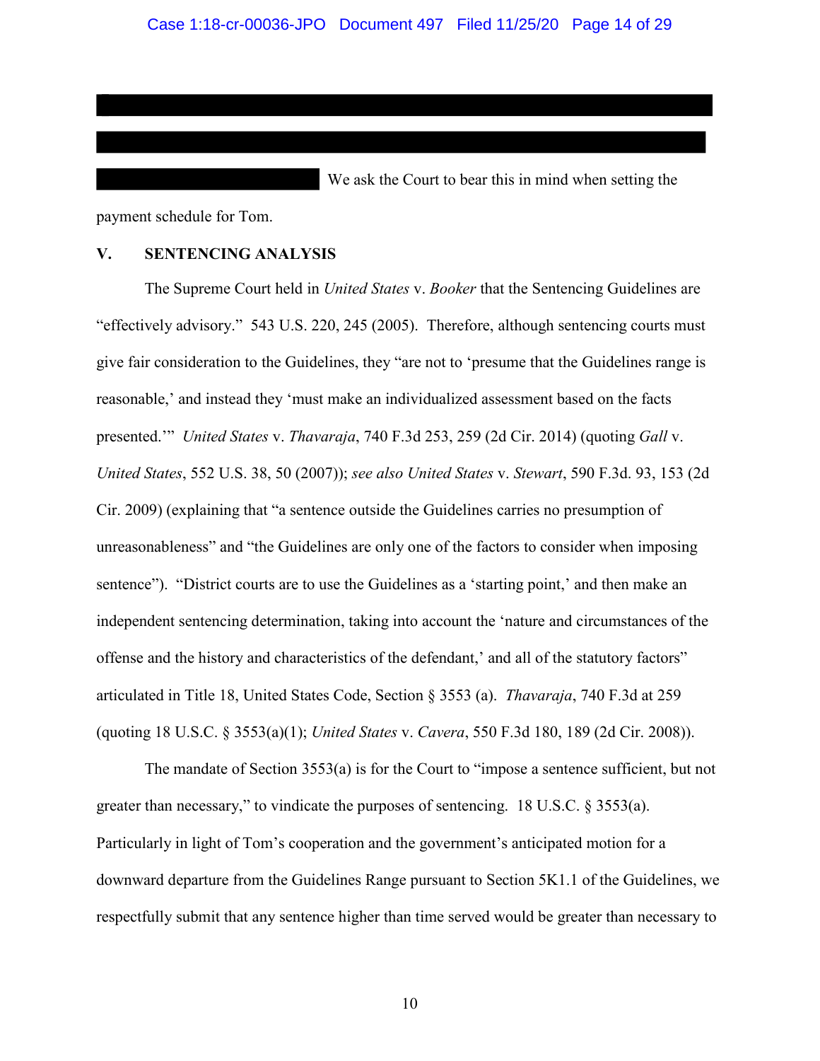We ask the Court to bear this in mind when setting the payment schedule for Tom.

## V. SENTENCING ANALYSIS

The Supreme Court held in *United States* v. *Booker* that the Sentencing Guidelines are "effectively advisory." 543 U.S. 220, 245 (2005). Therefore, although sentencing courts must give fair consideration to the Guidelines, they "are not to 'presume that the Guidelines range is reasonable,' and instead they 'must make an individualized assessment based on the facts presented.'" *United States* v. *Thavaraja*, 740 F.3d 253, 259 (2d Cir. 2014) (quoting *Gall* v. *United States*, 552 U.S. 38, 50 (2007)); *see also United States* v. *Stewart*, 590 F.3d. 93, 153 (2d Cir. 2009) (explaining that "a sentence outside the Guidelines carries no presumption of unreasonableness" and "the Guidelines are only one of the factors to consider when imposing sentence"). "District courts are to use the Guidelines as a 'starting point,' and then make an independent sentencing determination, taking into account the 'nature and circumstances of the offense and the history and characteristics of the defendant,' and all of the statutory factors" articulated in Title 18, United States Code, Section § 3553 (a). *Thavaraja*, 740 F.3d at 259 (quoting 18 U.S.C. § 3553(a)(1); *United States* v. *Cavera*, 550 F.3d 180, 189 (2d Cir. 2008)).

The mandate of Section 3553(a) is for the Court to "impose a sentence sufficient, but not greater than necessary," to vindicate the purposes of sentencing. 18 U.S.C. § 3553(a). Particularly in light of Tom's cooperation and the government's anticipated motion for a downward departure from the Guidelines Range pursuant to Section 5K1.1 of the Guidelines, we respectfully submit that any sentence higher than time served would be greater than necessary to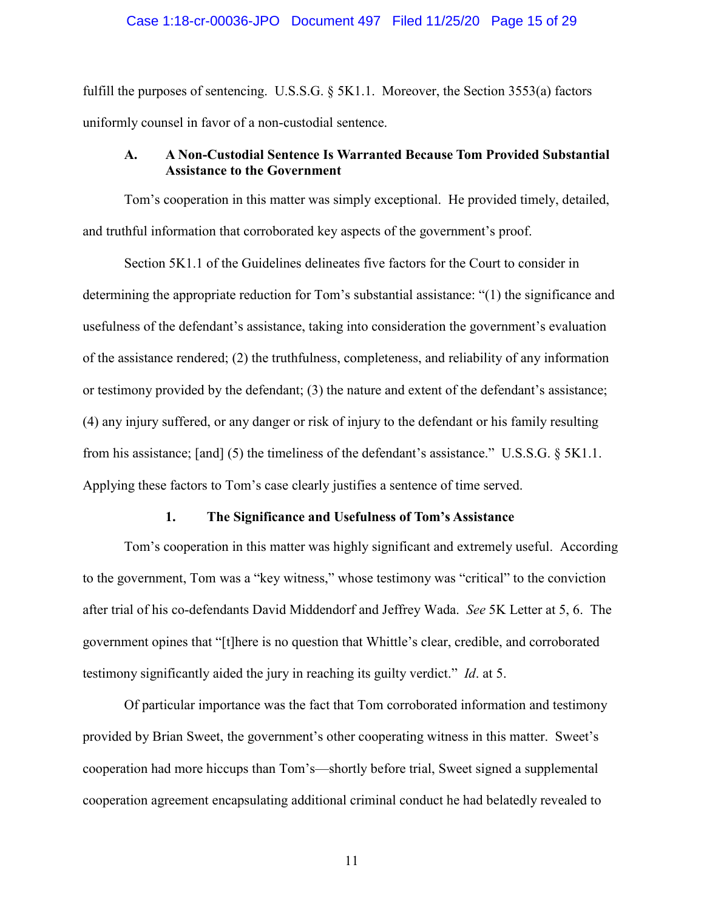fulfill the purposes of sentencing. U.S.S.G. § 5K1.1. Moreover, the Section 3553(a) factors uniformly counsel in favor of a non-custodial sentence.

### A. A Non-Custodial Sentence Is Warranted Because Tom Provided Substantial Assistance to the Government

Tom's cooperation in this matter was simply exceptional. He provided timely, detailed, and truthful information that corroborated key aspects of the government's proof.

Section 5K1.1 of the Guidelines delineates five factors for the Court to consider in determining the appropriate reduction for Tom's substantial assistance: "(1) the significance and usefulness of the defendant's assistance, taking into consideration the government's evaluation of the assistance rendered; (2) the truthfulness, completeness, and reliability of any information or testimony provided by the defendant; (3) the nature and extent of the defendant's assistance; (4) any injury suffered, or any danger or risk of injury to the defendant or his family resulting from his assistance; [and] (5) the timeliness of the defendant's assistance." U.S.S.G. § 5K1.1. Applying these factors to Tom's case clearly justifies a sentence of time served.

#### 1. The Significance and Usefulness of Tom's Assistance

Tom's cooperation in this matter was highly significant and extremely useful. According to the government, Tom was a "key witness," whose testimony was "critical" to the conviction after trial of his co-defendants David Middendorf and Jeffrey Wada. *See* 5K Letter at 5, 6. The government opines that "[t]here is no question that Whittle's clear, credible, and corroborated testimony significantly aided the jury in reaching its guilty verdict." *Id*. at 5.

Of particular importance was the fact that Tom corroborated information and testimony provided by Brian Sweet, the government's other cooperating witness in this matter. Sweet's cooperation had more hiccups than Tom's—shortly before trial, Sweet signed a supplemental cooperation agreement encapsulating additional criminal conduct he had belatedly revealed to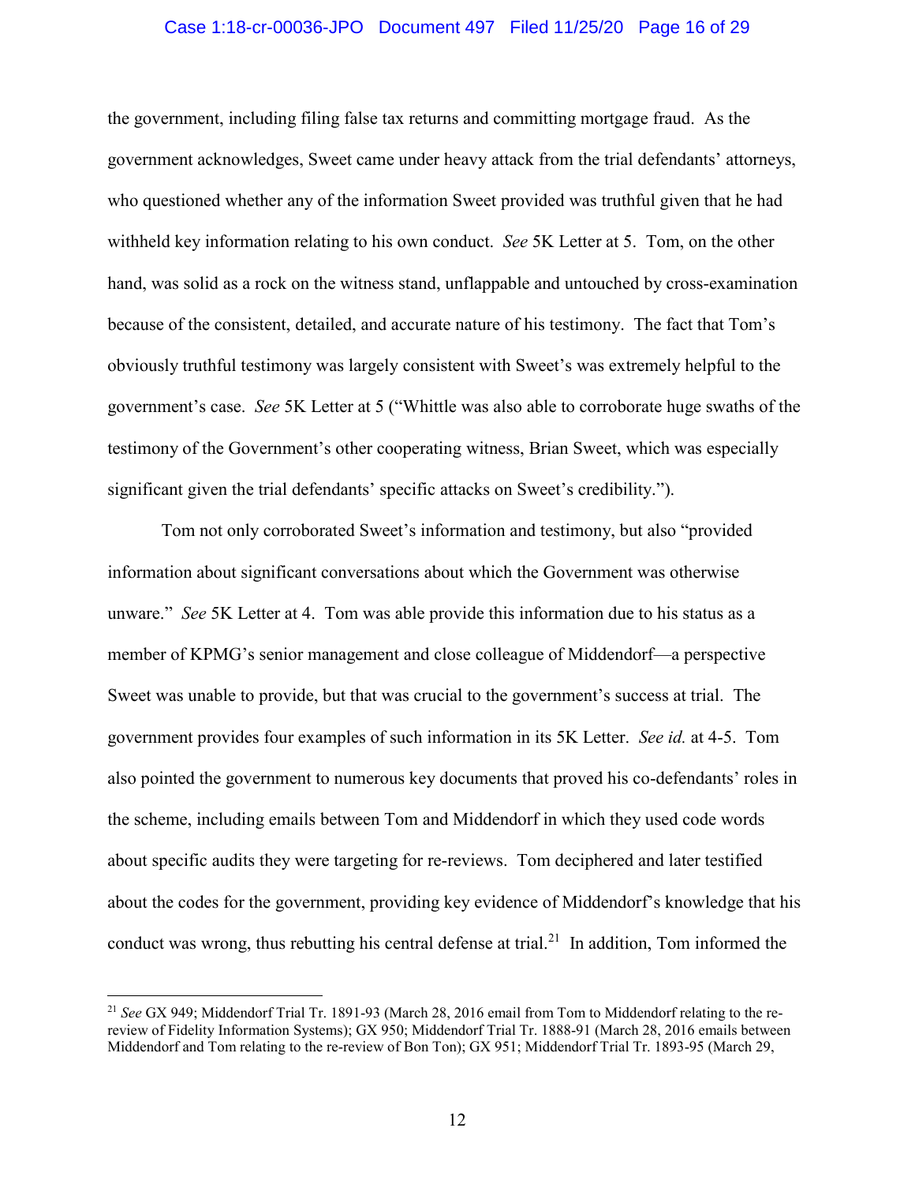the government, including filing false tax returns and committing mortgage fraud. As the government acknowledges, Sweet came under heavy attack from the trial defendants' attorneys, who questioned whether any of the information Sweet provided was truthful given that he had withheld key information relating to his own conduct. *See* 5K Letter at 5. Tom, on the other hand, was solid as a rock on the witness stand, unflappable and untouched by cross-examination because of the consistent, detailed, and accurate nature of his testimony. The fact that Tom's obviously truthful testimony was largely consistent with Sweet's was extremely helpful to the government's case. *See* 5K Letter at 5 ("Whittle was also able to corroborate huge swaths of the testimony of the Government's other cooperating witness, Brian Sweet, which was especially significant given the trial defendants' specific attacks on Sweet's credibility.").

Tom not only corroborated Sweet's information and testimony, but also "provided information about significant conversations about which the Government was otherwise unware." *See* 5K Letter at 4. Tom was able provide this information due to his status as a member of KPMG's senior management and close colleague of Middendorf—a perspective Sweet was unable to provide, but that was crucial to the government's success at trial. The government provides four examples of such information in its 5K Letter. *See id.* at 4-5. Tom also pointed the government to numerous key documents that proved his co-defendants' roles in the scheme, including emails between Tom and Middendorf in which they used code words about specific audits they were targeting for re-reviews. Tom deciphered and later testified about the codes for the government, providing key evidence of Middendorf's knowledge that his conduct was wrong, thus rebutting his central defense at trial.[21] In addition, Tom informed the

[21] *See* GX 949; Middendorf Trial Tr. 1891-93 (March 28, 2016 email from Tom to Middendorf relating to the re-review of Fidelity Information Systems); GX 950; Middendorf Trial Tr. 1888-91 (March 28, 2016 emails between Middendorf and Tom relating to the re-review of Bon Ton); GX 951; Middendorf Trial Tr. 1893-95 (March 29,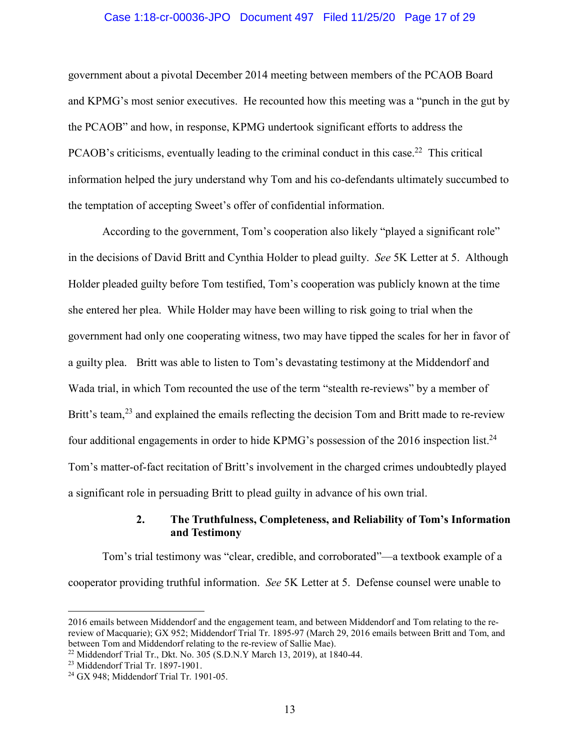government about a pivotal December 2014 meeting between members of the PCAOB Board and KPMG's most senior executives. He recounted how this meeting was a "punch in the gut by the PCAOB" and how, in response, KPMG undertook significant efforts to address the PCAOB's criticisms, eventually leading to the criminal conduct in this case.[22] This critical information helped the jury understand why Tom and his co-defendants ultimately succumbed to the temptation of accepting Sweet's offer of confidential information.

According to the government, Tom's cooperation also likely "played a significant role" in the decisions of David Britt and Cynthia Holder to plead guilty. *See* 5K Letter at 5. Although Holder pleaded guilty before Tom testified, Tom's cooperation was publicly known at the time she entered her plea. While Holder may have been willing to risk going to trial when the government had only one cooperating witness, two may have tipped the scales for her in favor of a guilty plea. Britt was able to listen to Tom's devastating testimony at the Middendorf and Wada trial, in which Tom recounted the use of the term "stealth re-reviews" by a member of Britt's team,[23] and explained the emails reflecting the decision Tom and Britt made to re-review four additional engagements in order to hide KPMG's possession of the 2016 inspection list.[24] Tom's matter-of-fact recitation of Britt's involvement in the charged crimes undoubtedly played a significant role in persuading Britt to plead guilty in advance of his own trial.

### 2. The Truthfulness, Completeness, and Reliability of Tom's Information and Testimony

Tom's trial testimony was "clear, credible, and corroborated"—a textbook example of a cooperator providing truthful information. *See* 5K Letter at 5. Defense counsel were unable to

---

2016 emails between Middendorf and the engagement team, and between Middendorf and Tom relating to the re-review of Macquarie); GX 952; Middendorf Trial Tr. 1895-97 (March 29, 2016 emails between Britt and Tom, and between Tom and Middendorf relating to the re-review of Sallie Mae).

[22] Middendorf Trial Tr., Dkt. No. 305 (S.D.N.Y March 13, 2019), at 1840-44.

[23] Middendorf Trial Tr. 1897-1901.

[24] GX 948; Middendorf Trial Tr. 1901-05.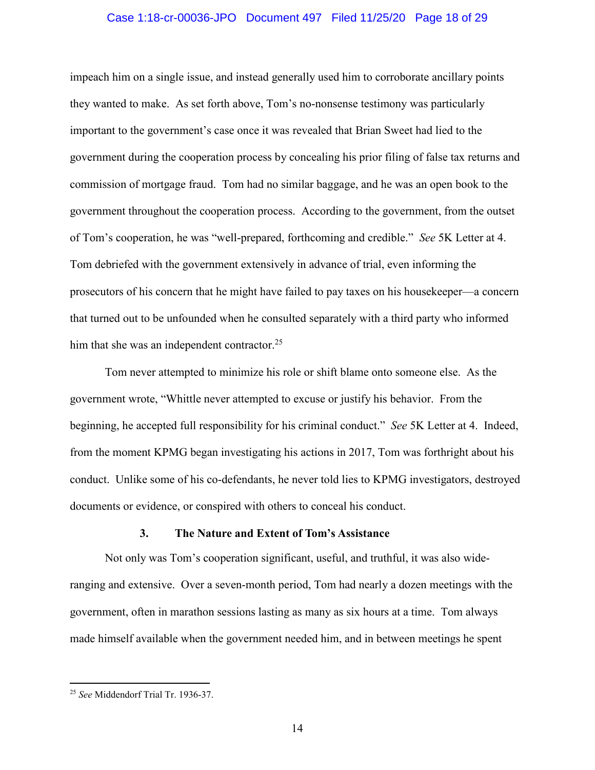impeach him on a single issue, and instead generally used him to corroborate ancillary points they wanted to make. As set forth above, Tom's no-nonsense testimony was particularly important to the government's case once it was revealed that Brian Sweet had lied to the government during the cooperation process by concealing his prior filing of false tax returns and commission of mortgage fraud. Tom had no similar baggage, and he was an open book to the government throughout the cooperation process. According to the government, from the outset of Tom's cooperation, he was "well-prepared, forthcoming and credible." *See* 5K Letter at 4. Tom debriefed with the government extensively in advance of trial, even informing the prosecutors of his concern that he might have failed to pay taxes on his housekeeper—a concern that turned out to be unfounded when he consulted separately with a third party who informed him that she was an independent contractor.[25]

Tom never attempted to minimize his role or shift blame onto someone else. As the government wrote, "Whittle never attempted to excuse or justify his behavior. From the beginning, he accepted full responsibility for his criminal conduct." *See* 5K Letter at 4. Indeed, from the moment KPMG began investigating his actions in 2017, Tom was forthright about his conduct. Unlike some of his co-defendants, he never told lies to KPMG investigators, destroyed documents or evidence, or conspired with others to conceal his conduct.

### 3. The Nature and Extent of Tom's Assistance

Not only was Tom's cooperation significant, useful, and truthful, it was also wide-ranging and extensive. Over a seven-month period, Tom had nearly a dozen meetings with the government, often in marathon sessions lasting as many as six hours at a time. Tom always made himself available when the government needed him, and in between meetings he spent

---

[25] *See* Middendorf Trial Tr. 1936-37.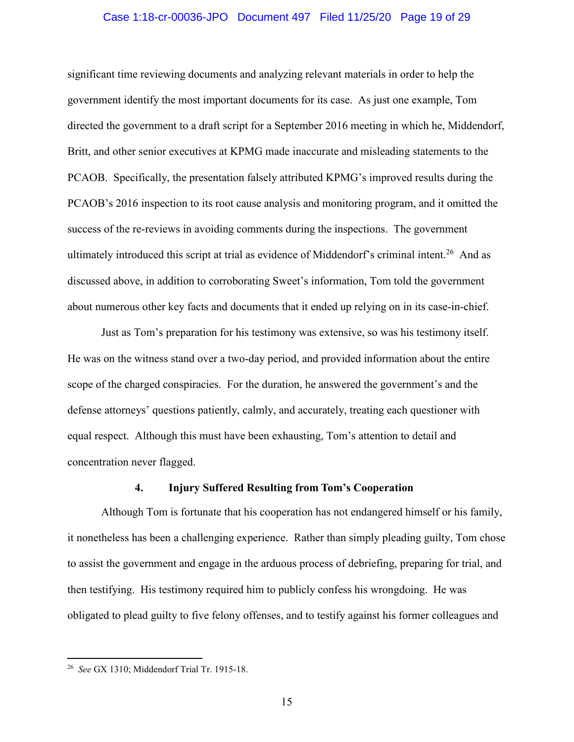significant time reviewing documents and analyzing relevant materials in order to help the government identify the most important documents for its case. As just one example, Tom directed the government to a draft script for a September 2016 meeting in which he, Middendorf, Britt, and other senior executives at KPMG made inaccurate and misleading statements to the PCAOB. Specifically, the presentation falsely attributed KPMG's improved results during the PCAOB's 2016 inspection to its root cause analysis and monitoring program, and it omitted the success of the re-reviews in avoiding comments during the inspections. The government ultimately introduced this script at trial as evidence of Middendorf's criminal intent.[26] And as discussed above, in addition to corroborating Sweet's information, Tom told the government about numerous other key facts and documents that it ended up relying on in its case-in-chief.

Just as Tom's preparation for his testimony was extensive, so was his testimony itself. He was on the witness stand over a two-day period, and provided information about the entire scope of the charged conspiracies. For the duration, he answered the government's and the defense attorneys' questions patiently, calmly, and accurately, treating each questioner with equal respect. Although this must have been exhausting, Tom's attention to detail and concentration never flagged.

#### 4. Injury Suffered Resulting from Tom's Cooperation

Although Tom is fortunate that his cooperation has not endangered himself or his family, it nonetheless has been a challenging experience. Rather than simply pleading guilty, Tom chose to assist the government and engage in the arduous process of debriefing, preparing for trial, and then testifying. His testimony required him to publicly confess his wrongdoing. He was obligated to plead guilty to five felony offenses, and to testify against his former colleagues and

---

[26] *See* GX 1310; Middendorf Trial Tr. 1915-18.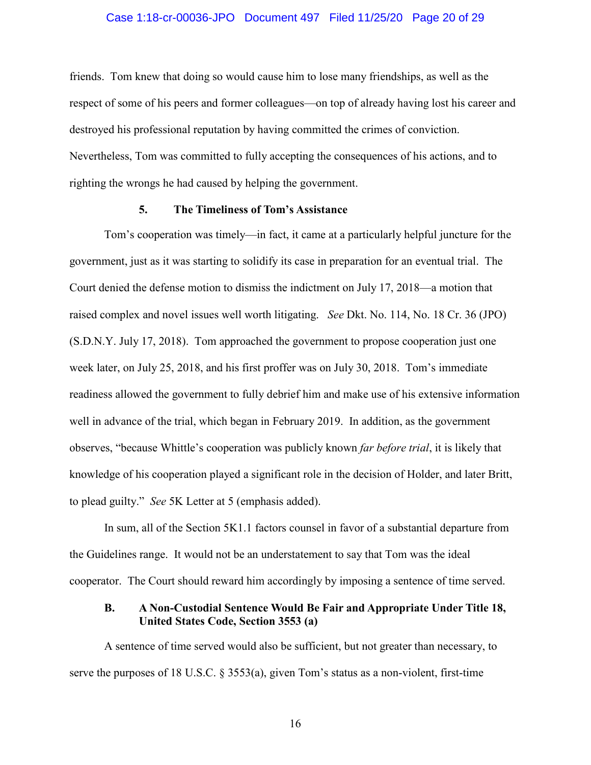friends. Tom knew that doing so would cause him to lose many friendships, as well as the respect of some of his peers and former colleagues—on top of already having lost his career and destroyed his professional reputation by having committed the crimes of conviction. Nevertheless, Tom was committed to fully accepting the consequences of his actions, and to righting the wrongs he had caused by helping the government.

#### 5. The Timeliness of Tom's Assistance

Tom's cooperation was timely—in fact, it came at a particularly helpful juncture for the government, just as it was starting to solidify its case in preparation for an eventual trial. The Court denied the defense motion to dismiss the indictment on July 17, 2018—a motion that raised complex and novel issues well worth litigating. *See* Dkt. No. 114, No. 18 Cr. 36 (JPO) (S.D.N.Y. July 17, 2018). Tom approached the government to propose cooperation just one week later, on July 25, 2018, and his first proffer was on July 30, 2018. Tom's immediate readiness allowed the government to fully debrief him and make use of his extensive information well in advance of the trial, which began in February 2019. In addition, as the government observes, "because Whittle's cooperation was publicly known *far before trial*, it is likely that knowledge of his cooperation played a significant role in the decision of Holder, and later Britt, to plead guilty." *See* 5K Letter at 5 (emphasis added).

In sum, all of the Section 5K1.1 factors counsel in favor of a substantial departure from the Guidelines range. It would not be an understatement to say that Tom was the ideal cooperator. The Court should reward him accordingly by imposing a sentence of time served.

### B. A Non-Custodial Sentence Would Be Fair and Appropriate Under Title 18, United States Code, Section 3553 (a)

A sentence of time served would also be sufficient, but not greater than necessary, to serve the purposes of 18 U.S.C. § 3553(a), given Tom's status as a non-violent, first-time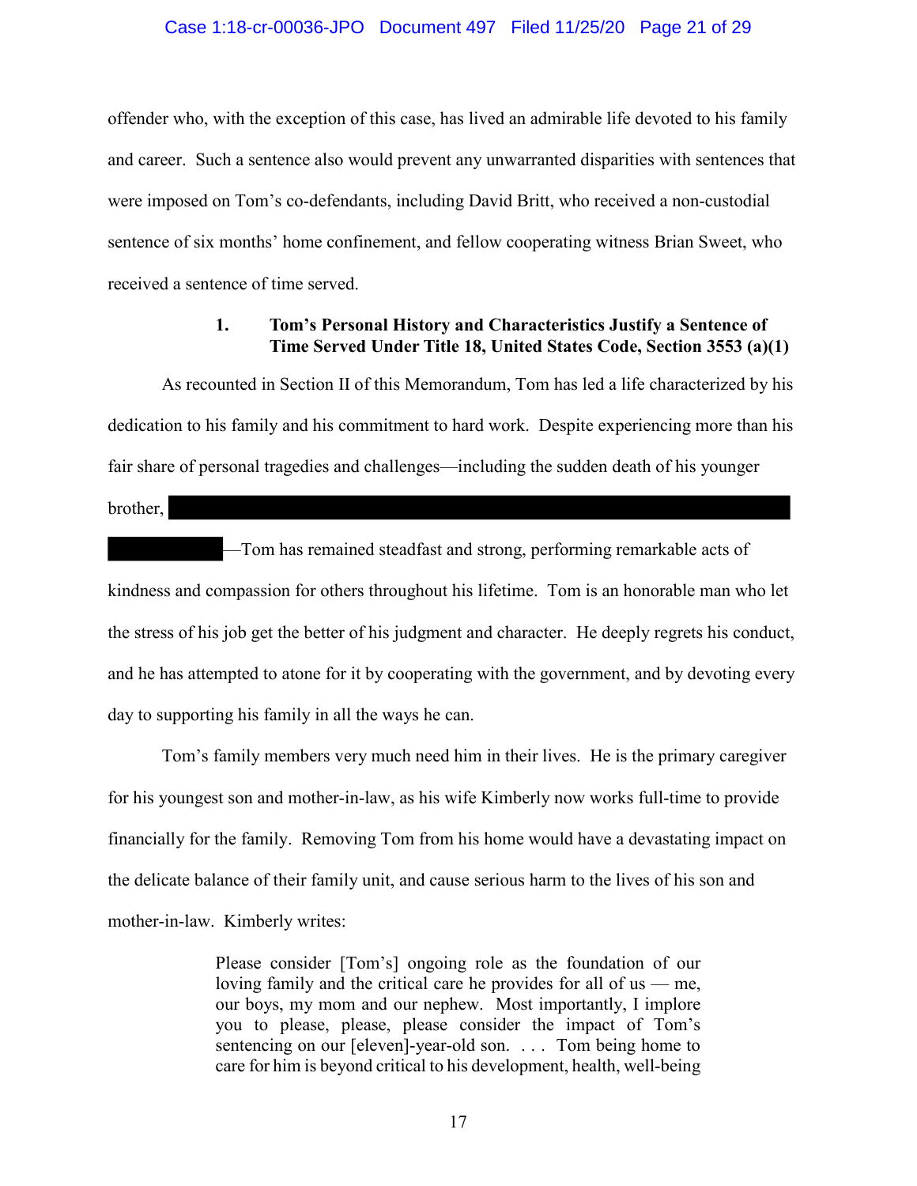offender who, with the exception of this case, has lived an admirable life devoted to his family and career. Such a sentence also would prevent any unwarranted disparities with sentences that were imposed on Tom's co-defendants, including David Britt, who received a non-custodial sentence of six months' home confinement, and fellow cooperating witness Brian Sweet, who received a sentence of time served.

### 1. Tom's Personal History and Characteristics Justify a Sentence of Time Served Under Title 18, United States Code, Section 3553 (a)(1)

As recounted in Section II of this Memorandum, Tom has led a life characterized by his dedication to his family and his commitment to hard work. Despite experiencing more than his fair share of personal tragedies and challenges—including the sudden death of his younger brother, [REDACTED] —Tom has remained steadfast and strong, performing remarkable acts of kindness and compassion for others throughout his lifetime. Tom is an honorable man who let the stress of his job get the better of his judgment and character. He deeply regrets his conduct, and he has attempted to atone for it by cooperating with the government, and by devoting every day to supporting his family in all the ways he can.

Tom's family members very much need him in their lives. He is the primary caregiver for his youngest son and mother-in-law, as his wife Kimberly now works full-time to provide financially for the family. Removing Tom from his home would have a devastating impact on the delicate balance of their family unit, and cause serious harm to the lives of his son and mother-in-law. Kimberly writes:

> Please consider [Tom's] ongoing role as the foundation of our loving family and the critical care he provides for all of us — me, our boys, my mom and our nephew. Most importantly, I implore you to please, please, please consider the impact of Tom's sentencing on our [eleven]-year-old son. . . . Tom being home to care for him is beyond critical to his development, health, well-being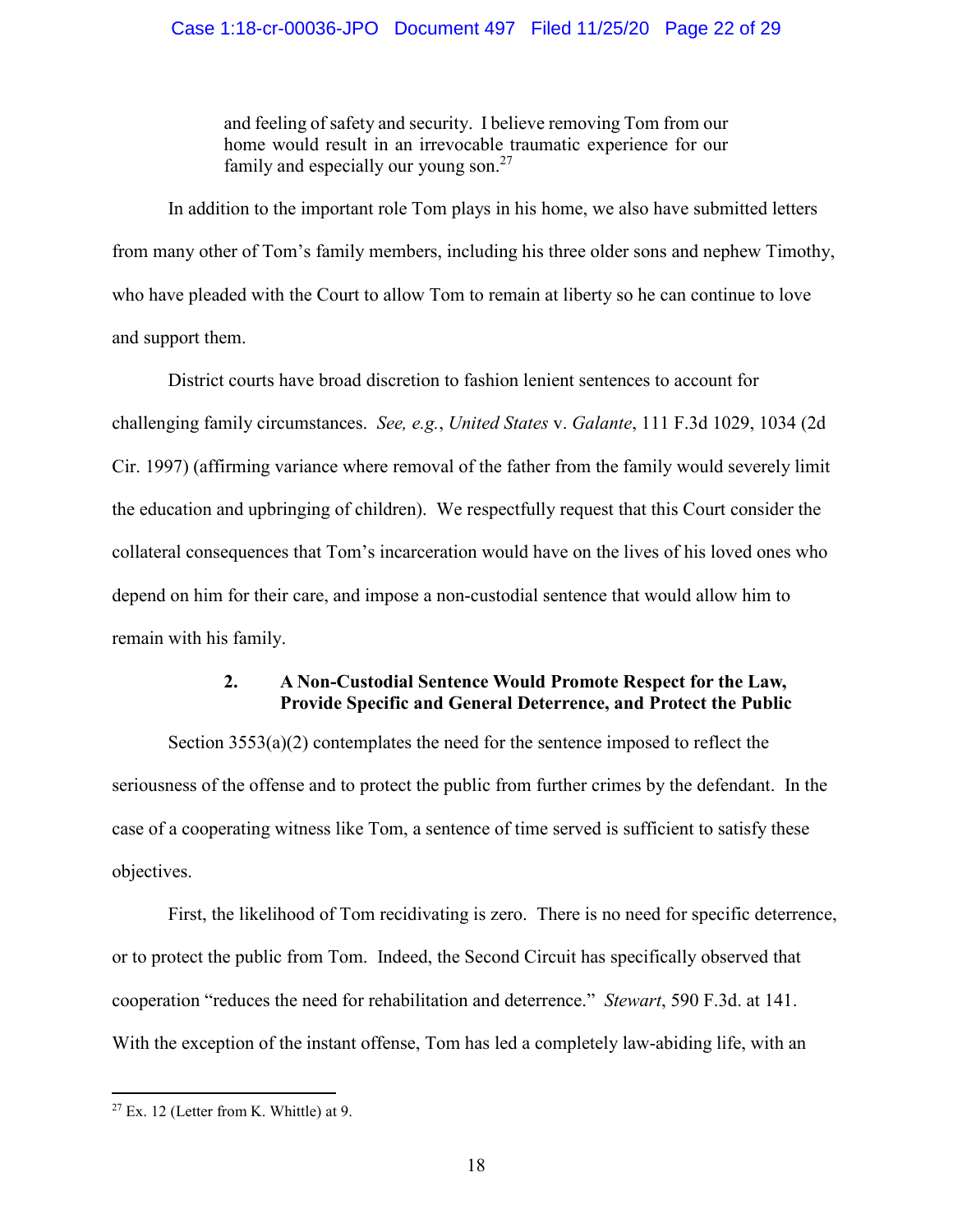> and feeling of safety and security. I believe removing Tom from our home would result in an irrevocable traumatic experience for our family and especially our young son.[27]

In addition to the important role Tom plays in his home, we also have submitted letters from many other of Tom's family members, including his three older sons and nephew Timothy, who have pleaded with the Court to allow Tom to remain at liberty so he can continue to love and support them.

District courts have broad discretion to fashion lenient sentences to account for challenging family circumstances. *See, e.g.*, *United States* v. *Galante*, 111 F.3d 1029, 1034 (2d Cir. 1997) (affirming variance where removal of the father from the family would severely limit the education and upbringing of children). We respectfully request that this Court consider the collateral consequences that Tom's incarceration would have on the lives of his loved ones who depend on him for their care, and impose a non-custodial sentence that would allow him to remain with his family.

### 2. A Non-Custodial Sentence Would Promote Respect for the Law, Provide Specific and General Deterrence, and Protect the Public

Section 3553(a)(2) contemplates the need for the sentence imposed to reflect the seriousness of the offense and to protect the public from further crimes by the defendant. In the case of a cooperating witness like Tom, a sentence of time served is sufficient to satisfy these objectives.

First, the likelihood of Tom recidivating is zero. There is no need for specific deterrence, or to protect the public from Tom. Indeed, the Second Circuit has specifically observed that cooperation "reduces the need for rehabilitation and deterrence." *Stewart*, 590 F.3d. at 141. With the exception of the instant offense, Tom has led a completely law-abiding life, with an

---

[27] Ex. 12 (Letter from K. Whittle) at 9.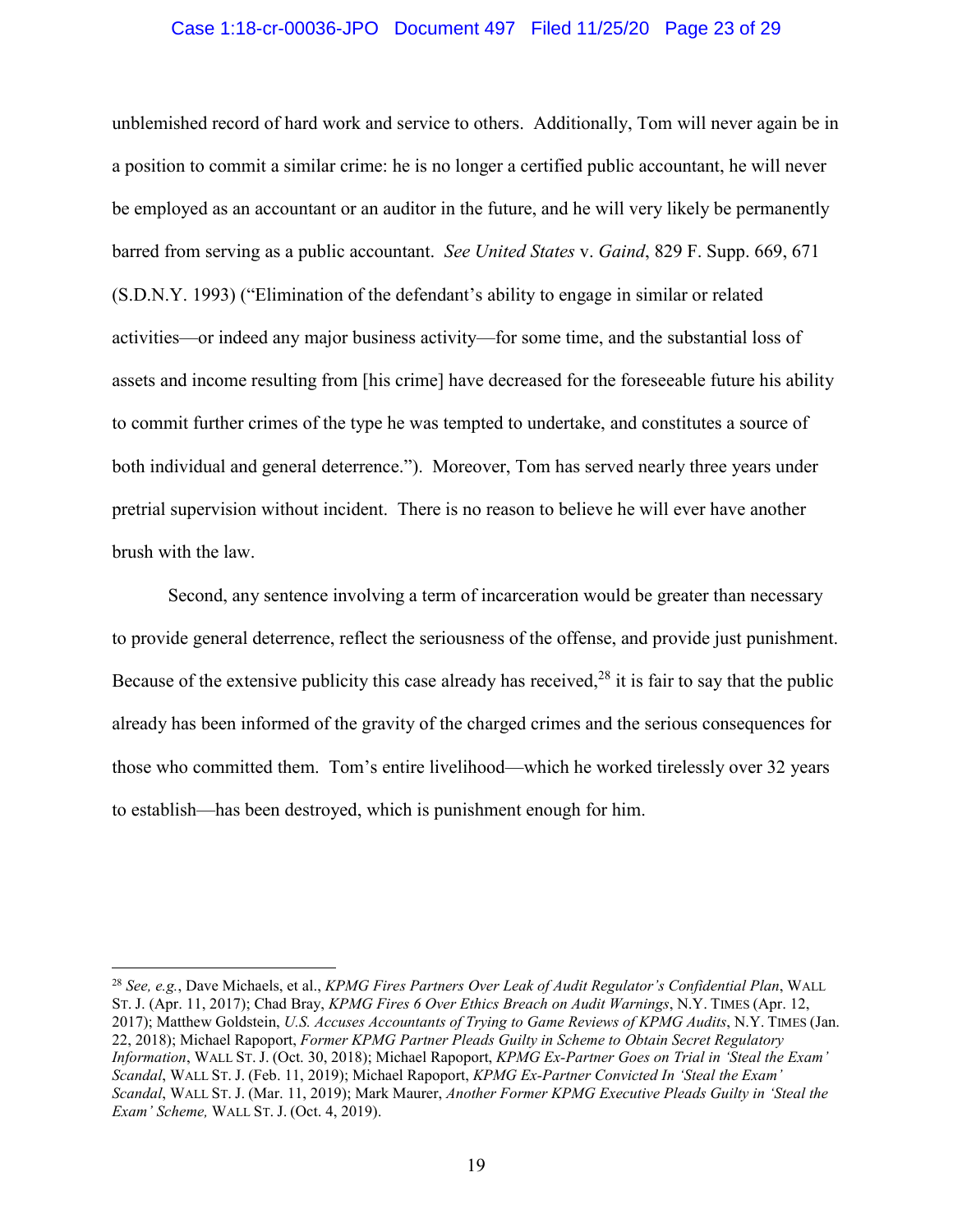unblemished record of hard work and service to others. Additionally, Tom will never again be in a position to commit a similar crime: he is no longer a certified public accountant, he will never be employed as an accountant or an auditor in the future, and he will very likely be permanently barred from serving as a public accountant. *See United States* v. *Gaind*, 829 F. Supp. 669, 671 (S.D.N.Y. 1993) ("Elimination of the defendant's ability to engage in similar or related activities—or indeed any major business activity—for some time, and the substantial loss of assets and income resulting from [his crime] have decreased for the foreseeable future his ability to commit further crimes of the type he was tempted to undertake, and constitutes a source of both individual and general deterrence."). Moreover, Tom has served nearly three years under pretrial supervision without incident. There is no reason to believe he will ever have another brush with the law.

Second, any sentence involving a term of incarceration would be greater than necessary to provide general deterrence, reflect the seriousness of the offense, and provide just punishment. Because of the extensive publicity this case already has received,[28] it is fair to say that the public already has been informed of the gravity of the charged crimes and the serious consequences for those who committed them. Tom's entire livelihood—which he worked tirelessly over 32 years to establish—has been destroyed, which is punishment enough for him.

---

[28] *See, e.g.*, Dave Michaels, et al., *KPMG Fires Partners Over Leak of Audit Regulator's Confidential Plan*, WALL ST. J. (Apr. 11, 2017); Chad Bray, *KPMG Fires 6 Over Ethics Breach on Audit Warnings*, N.Y. TIMES (Apr. 12, 2017); Matthew Goldstein, *U.S. Accuses Accountants of Trying to Game Reviews of KPMG Audits*, N.Y. TIMES (Jan. 22, 2018); Michael Rapoport, *Former KPMG Partner Pleads Guilty in Scheme to Obtain Secret Regulatory Information*, WALL ST. J. (Oct. 30, 2018); Michael Rapoport, *KPMG Ex-Partner Goes on Trial in 'Steal the Exam' Scandal*, WALL ST. J. (Feb. 11, 2019); Michael Rapoport, *KPMG Ex-Partner Convicted In 'Steal the Exam' Scandal*, WALL ST. J. (Mar. 11, 2019); Mark Maurer, *Another Former KPMG Executive Pleads Guilty in 'Steal the Exam' Scheme,* WALL ST. J. (Oct. 4, 2019).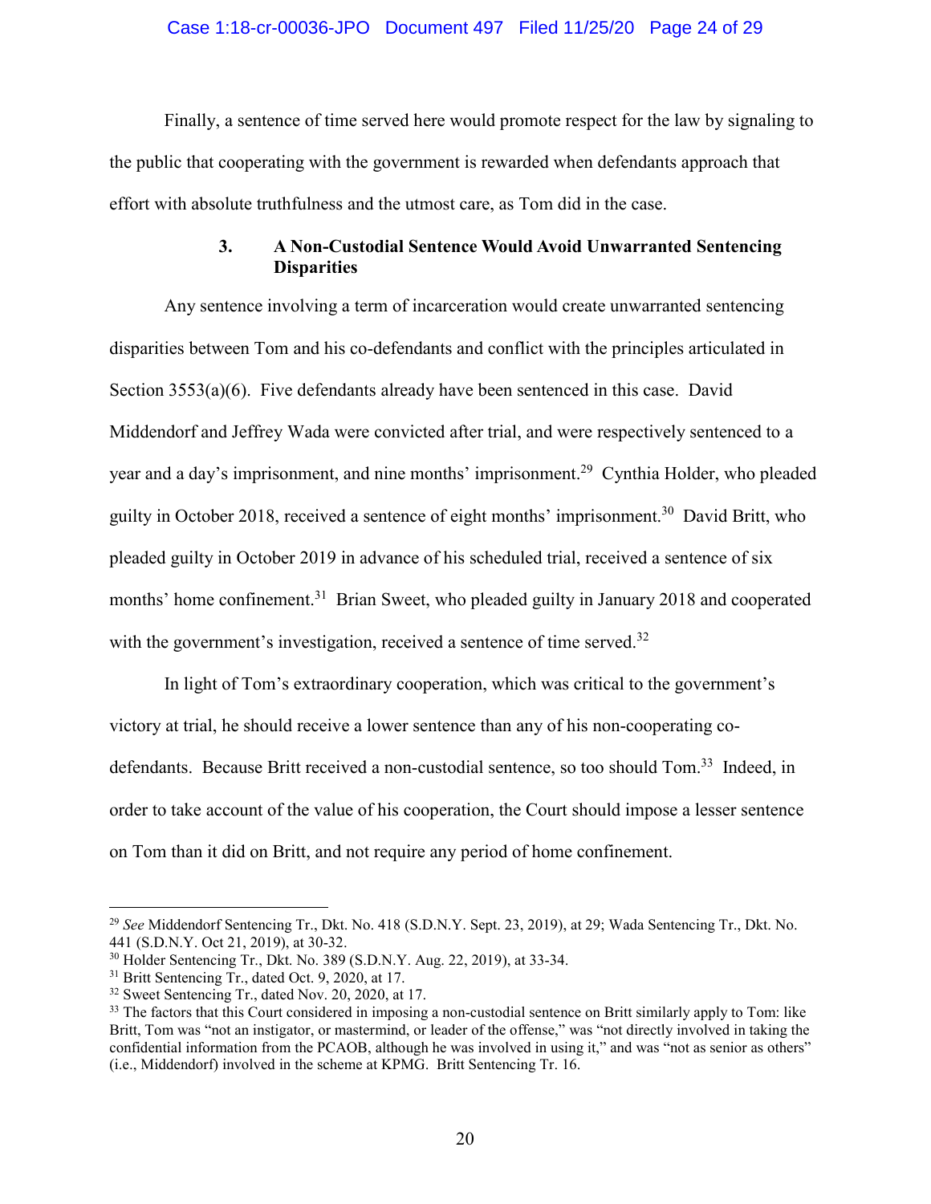Finally, a sentence of time served here would promote respect for the law by signaling to the public that cooperating with the government is rewarded when defendants approach that effort with absolute truthfulness and the utmost care, as Tom did in the case.

### 3. A Non-Custodial Sentence Would Avoid Unwarranted Sentencing Disparities

Any sentence involving a term of incarceration would create unwarranted sentencing disparities between Tom and his co-defendants and conflict with the principles articulated in Section 3553(a)(6). Five defendants already have been sentenced in this case. David Middendorf and Jeffrey Wada were convicted after trial, and were respectively sentenced to a year and a day's imprisonment, and nine months' imprisonment.[29] Cynthia Holder, who pleaded guilty in October 2018, received a sentence of eight months' imprisonment.[30] David Britt, who pleaded guilty in October 2019 in advance of his scheduled trial, received a sentence of six months' home confinement.[31] Brian Sweet, who pleaded guilty in January 2018 and cooperated with the government's investigation, received a sentence of time served.[32]

In light of Tom's extraordinary cooperation, which was critical to the government's victory at trial, he should receive a lower sentence than any of his non-cooperating co-defendants. Because Britt received a non-custodial sentence, so too should Tom.[33] Indeed, in order to take account of the value of his cooperation, the Court should impose a lesser sentence on Tom than it did on Britt, and not require any period of home confinement.

---

[29] *See* Middendorf Sentencing Tr., Dkt. No. 418 (S.D.N.Y. Sept. 23, 2019), at 29; Wada Sentencing Tr., Dkt. No. 441 (S.D.N.Y. Oct 21, 2019), at 30-32.

[30] Holder Sentencing Tr., Dkt. No. 389 (S.D.N.Y. Aug. 22, 2019), at 33-34.

[31] Britt Sentencing Tr., dated Oct. 9, 2020, at 17.

[32] Sweet Sentencing Tr., dated Nov. 20, 2020, at 17.

[33] The factors that this Court considered in imposing a non-custodial sentence on Britt similarly apply to Tom: like Britt, Tom was "not an instigator, or mastermind, or leader of the offense," was "not directly involved in taking the confidential information from the PCAOB, although he was involved in using it," and was "not as senior as others" (i.e., Middendorf) involved in the scheme at KPMG. Britt Sentencing Tr. 16.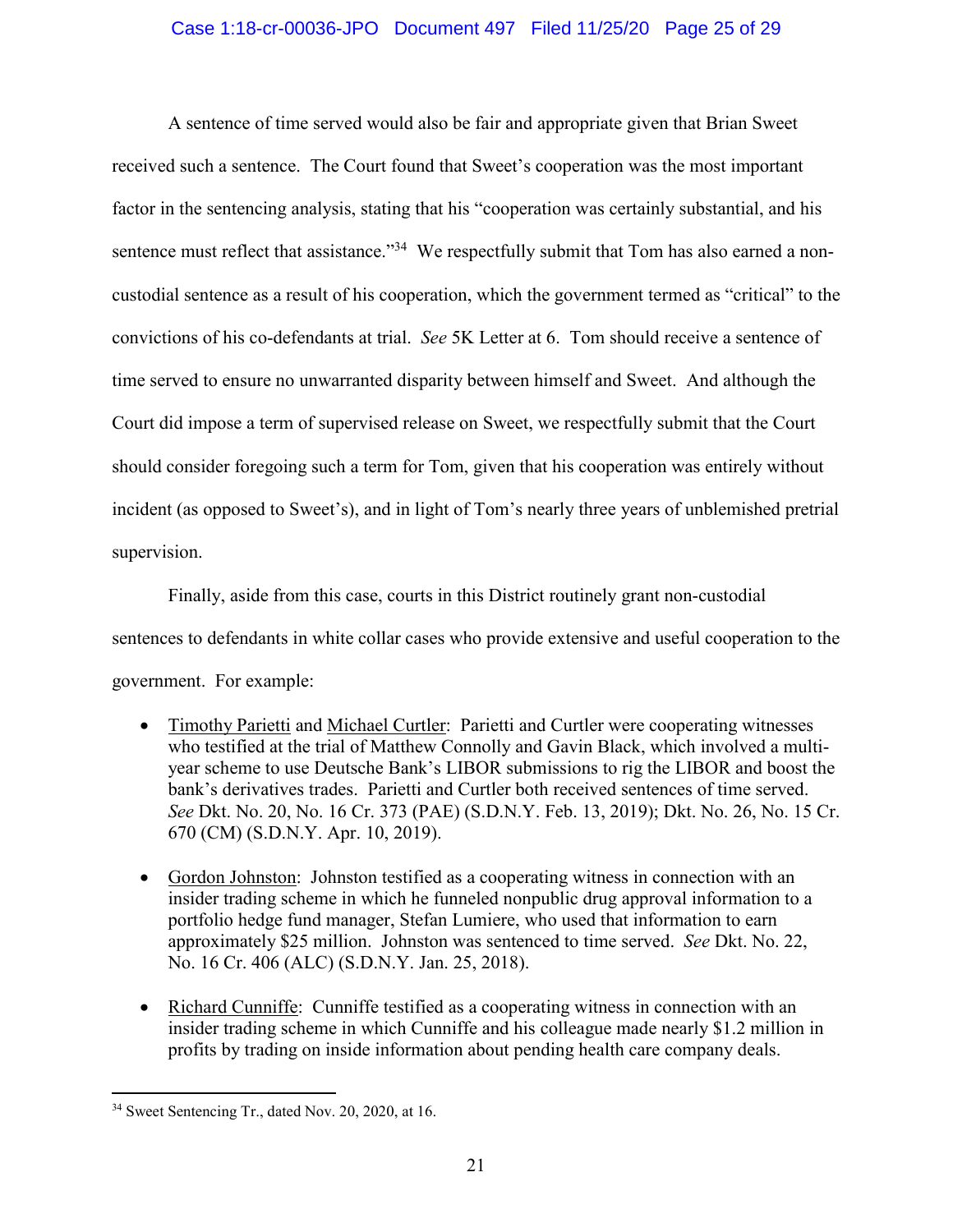A sentence of time served would also be fair and appropriate given that Brian Sweet received such a sentence. The Court found that Sweet's cooperation was the most important factor in the sentencing analysis, stating that his "cooperation was certainly substantial, and his sentence must reflect that assistance."[34] We respectfully submit that Tom has also earned a non-custodial sentence as a result of his cooperation, which the government termed as "critical" to the convictions of his co-defendants at trial. *See* 5K Letter at 6. Tom should receive a sentence of time served to ensure no unwarranted disparity between himself and Sweet. And although the Court did impose a term of supervised release on Sweet, we respectfully submit that the Court should consider foregoing such a term for Tom, given that his cooperation was entirely without incident (as opposed to Sweet's), and in light of Tom's nearly three years of unblemished pretrial supervision.

Finally, aside from this case, courts in this District routinely grant non-custodial sentences to defendants in white collar cases who provide extensive and useful cooperation to the government. For example:

- Timothy Parietti and Michael Curtler: Parietti and Curtler were cooperating witnesses who testified at the trial of Matthew Connolly and Gavin Black, which involved a multi-year scheme to use Deutsche Bank's LIBOR submissions to rig the LIBOR and boost the bank's derivatives trades. Parietti and Curtler both received sentences of time served. *See* Dkt. No. 20, No. 16 Cr. 373 (PAE) (S.D.N.Y. Feb. 13, 2019); Dkt. No. 26, No. 15 Cr. 670 (CM) (S.D.N.Y. Apr. 10, 2019).

- Gordon Johnston: Johnston testified as a cooperating witness in connection with an insider trading scheme in which he funneled nonpublic drug approval information to a portfolio hedge fund manager, Stefan Lumiere, who used that information to earn approximately $25 million. Johnston was sentenced to time served. *See* Dkt. No. 22, No. 16 Cr. 406 (ALC) (S.D.N.Y. Jan. 25, 2018).

- Richard Cunniffe: Cunniffe testified as a cooperating witness in connection with an insider trading scheme in which Cunniffe and his colleague made nearly $1.2 million in profits by trading on inside information about pending health care company deals.

[34] Sweet Sentencing Tr., dated Nov. 20, 2020, at 16.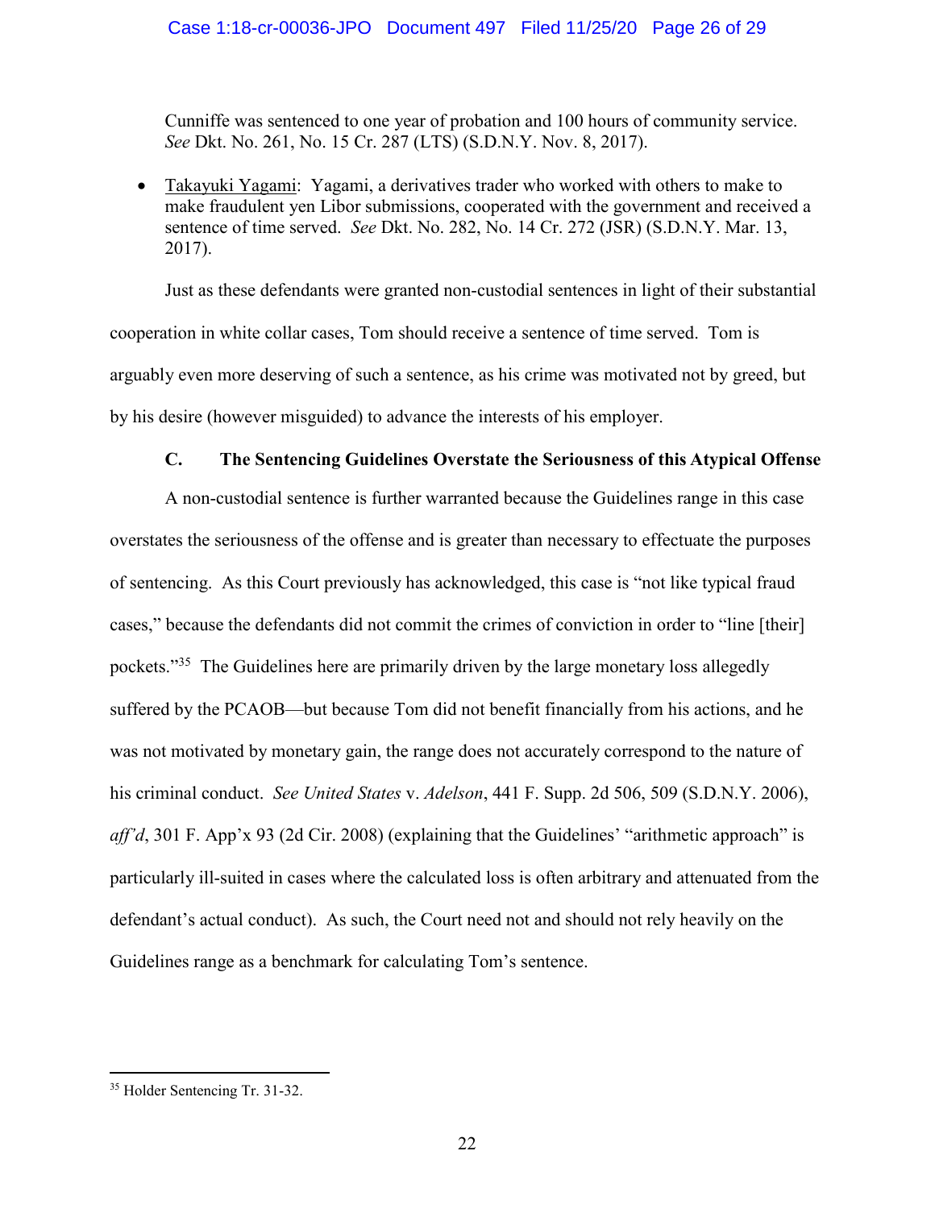Cunniffe was sentenced to one year of probation and 100 hours of community service. *See* Dkt. No. 261, No. 15 Cr. 287 (LTS) (S.D.N.Y. Nov. 8, 2017).

- Takayuki Yagami: Yagami, a derivatives trader who worked with others to make to make fraudulent yen Libor submissions, cooperated with the government and received a sentence of time served. *See* Dkt. No. 282, No. 14 Cr. 272 (JSR) (S.D.N.Y. Mar. 13, 2017).

Just as these defendants were granted non-custodial sentences in light of their substantial cooperation in white collar cases, Tom should receive a sentence of time served. Tom is arguably even more deserving of such a sentence, as his crime was motivated not by greed, but by his desire (however misguided) to advance the interests of his employer.

### C. The Sentencing Guidelines Overstate the Seriousness of this Atypical Offense

A non-custodial sentence is further warranted because the Guidelines range in this case overstates the seriousness of the offense and is greater than necessary to effectuate the purposes of sentencing. As this Court previously has acknowledged, this case is "not like typical fraud cases," because the defendants did not commit the crimes of conviction in order to "line [their] pockets."[35] The Guidelines here are primarily driven by the large monetary loss allegedly suffered by the PCAOB—but because Tom did not benefit financially from his actions, and he was not motivated by monetary gain, the range does not accurately correspond to the nature of his criminal conduct. *See United States* v. *Adelson*, 441 F. Supp. 2d 506, 509 (S.D.N.Y. 2006), *aff'd*, 301 F. App'x 93 (2d Cir. 2008) (explaining that the Guidelines' "arithmetic approach" is particularly ill-suited in cases where the calculated loss is often arbitrary and attenuated from the defendant's actual conduct). As such, the Court need not and should not rely heavily on the Guidelines range as a benchmark for calculating Tom's sentence.

---

[35] Holder Sentencing Tr. 31-32.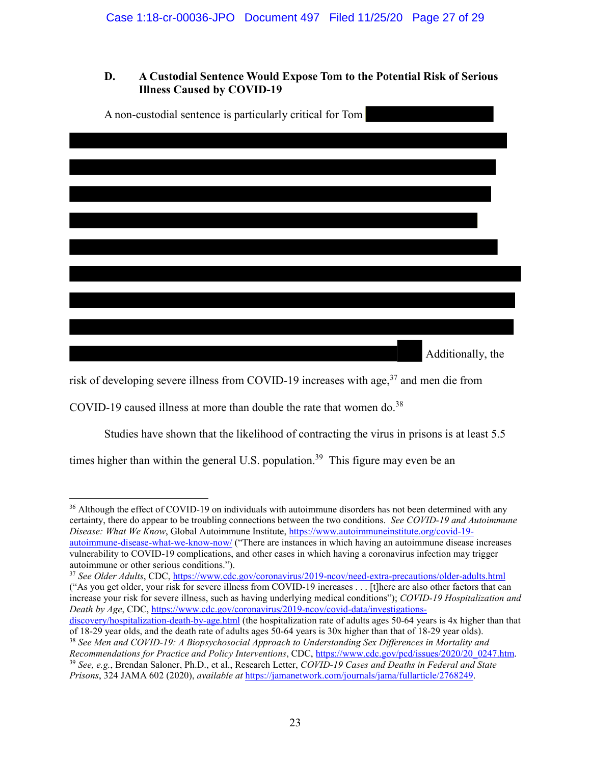### D. A Custodial Sentence Would Expose Tom to the Potential Risk of Serious Illness Caused by COVID-19

A non-custodial sentence is particularly critical for Tom [REDACTED] Additionally, the risk of developing severe illness from COVID-19 increases with age,[37] and men die from COVID-19 caused illness at more than double the rate that women do.[38]

Studies have shown that the likelihood of contracting the virus in prisons is at least 5.5 times higher than within the general U.S. population.[39] This figure may even be an

---

[36] Although the effect of COVID-19 on individuals with autoimmune disorders has not been determined with any certainty, there do appear to be troubling connections between the two conditions. *See COVID-19 and Autoimmune Disease: What We Know*, Global Autoimmune Institute, https://www.autoimmuneinstitute.org/covid-19-autoimmune-disease-what-we-know-now/ ("There are instances in which having an autoimmune disease increases vulnerability to COVID-19 complications, and other cases in which having a coronavirus infection may trigger autoimmune or other serious conditions.").

[37] *See Older Adults*, CDC, https://www.cdc.gov/coronavirus/2019-ncov/need-extra-precautions/older-adults.html ("As you get older, your risk for severe illness from COVID-19 increases . . . [t]here are also other factors that can increase your risk for severe illness, such as having underlying medical conditions"); *COVID-19 Hospitalization and Death by Age*, CDC, https://www.cdc.gov/coronavirus/2019-ncov/covid-data/investigations-discovery/hospitalization-death-by-age.html (the hospitalization rate of adults ages 50-64 years is 4x higher than that of 18-29 year olds, and the death rate of adults ages 50-64 years is 30x higher than that of 18-29 year olds).

[38] *See Men and COVID-19: A Biopsychosocial Approach to Understanding Sex Differences in Mortality and Recommendations for Practice and Policy Interventions*, CDC, https://www.cdc.gov/pcd/issues/2020/20_0247.htm.

[39] *See, e.g.*, Brendan Saloner, Ph.D., et al., Research Letter, *COVID-19 Cases and Deaths in Federal and State Prisons*, 324 JAMA 602 (2020), *available at* https://jamanetwork.com/journals/jama/fullarticle/2768249.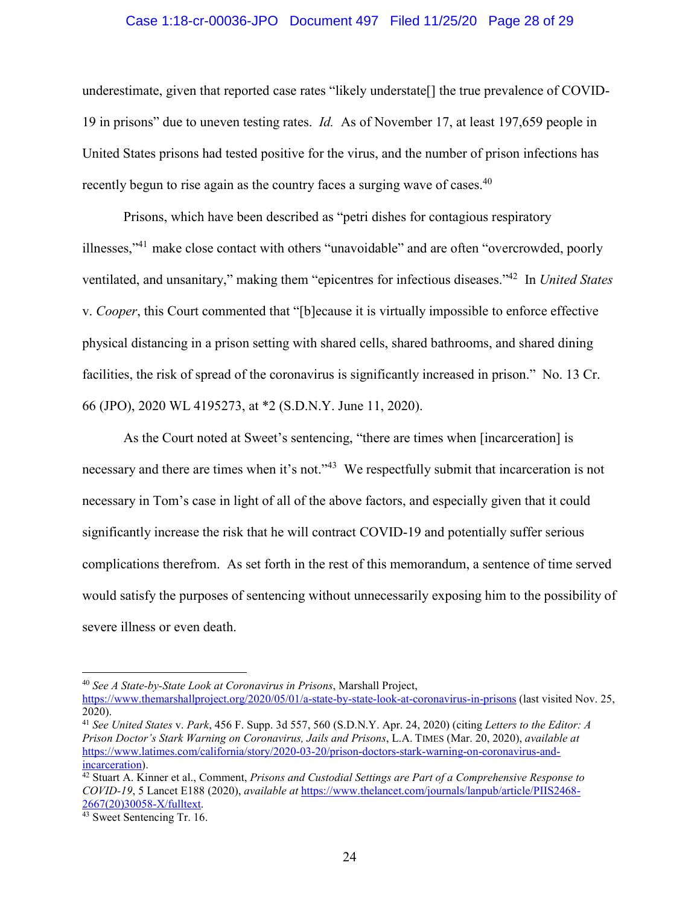underestimate, given that reported case rates "likely understate[] the true prevalence of COVID-19 in prisons" due to uneven testing rates. *Id.* As of November 17, at least 197,659 people in United States prisons had tested positive for the virus, and the number of prison infections has recently begun to rise again as the country faces a surging wave of cases.[40]

Prisons, which have been described as "petri dishes for contagious respiratory illnesses,"[41] make close contact with others "unavoidable" and are often "overcrowded, poorly ventilated, and unsanitary," making them "epicentres for infectious diseases."[42] In *United States* v. *Cooper*, this Court commented that "[b]ecause it is virtually impossible to enforce effective physical distancing in a prison setting with shared cells, shared bathrooms, and shared dining facilities, the risk of spread of the coronavirus is significantly increased in prison." No. 13 Cr. 66 (JPO), 2020 WL 4195273, at *2 (S.D.N.Y. June 11, 2020).

As the Court noted at Sweet's sentencing, "there are times when [incarceration] is necessary and there are times when it's not."[43] We respectfully submit that incarceration is not necessary in Tom's case in light of all of the above factors, and especially given that it could significantly increase the risk that he will contract COVID-19 and potentially suffer serious complications therefrom. As set forth in the rest of this memorandum, a sentence of time served would satisfy the purposes of sentencing without unnecessarily exposing him to the possibility of severe illness or even death.

---

[40] *See A State-by-State Look at Coronavirus in Prisons*, Marshall Project, https://www.themarshallproject.org/2020/05/01/a-state-by-state-look-at-coronavirus-in-prisons (last visited Nov. 25, 2020).

[41] *See United States* v. *Park*, 456 F. Supp. 3d 557, 560 (S.D.N.Y. Apr. 24, 2020) (citing *Letters to the Editor: A Prison Doctor's Stark Warning on Coronavirus, Jails and Prisons*, L.A. TIMES (Mar. 20, 2020), *available at* https://www.latimes.com/california/story/2020-03-20/prison-doctors-stark-warning-on-coronavirus-and-incarceration).

[42] Stuart A. Kinner et al., Comment, *Prisons and Custodial Settings are Part of a Comprehensive Response to COVID-19*, 5 Lancet E188 (2020), *available at* https://www.thelancet.com/journals/lanpub/article/PIIS2468-2667(20)30058-X/fulltext.

[43] Sweet Sentencing Tr. 16.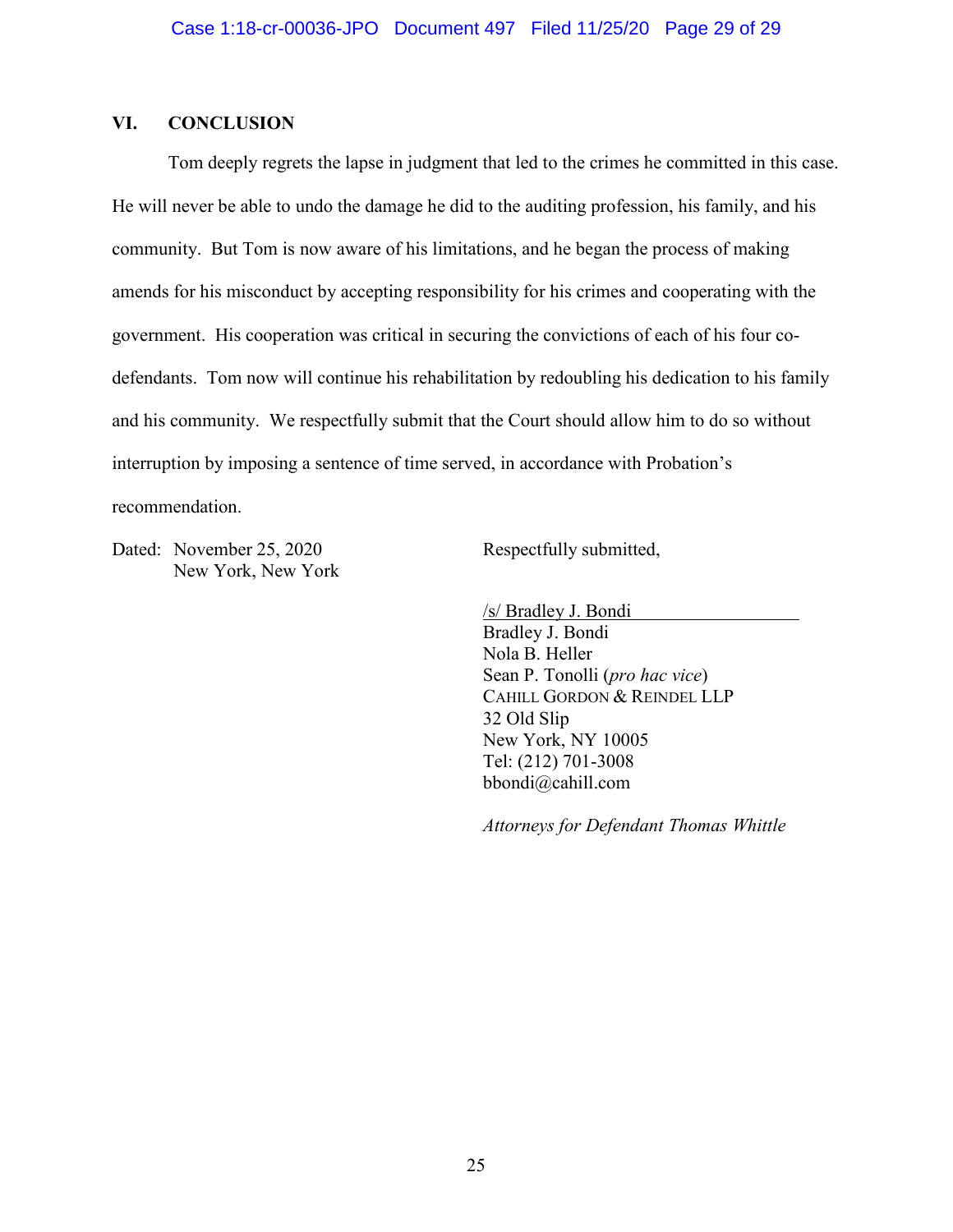## VI. CONCLUSION

Tom deeply regrets the lapse in judgment that led to the crimes he committed in this case. He will never be able to undo the damage he did to the auditing profession, his family, and his community. But Tom is now aware of his limitations, and he began the process of making amends for his misconduct by accepting responsibility for his crimes and cooperating with the government. His cooperation was critical in securing the convictions of each of his four co-defendants. Tom now will continue his rehabilitation by redoubling his dedication to his family and his community. We respectfully submit that the Court should allow him to do so without interruption by imposing a sentence of time served, in accordance with Probation's recommendation.

Dated: November 25, 2020
New York, New York

Respectfully submitted,

/s/ Bradley J. Bondi
Bradley J. Bondi
Nola B. Heller
Sean P. Tonolli (*pro hac vice*)
CAHILL GORDON & REINDEL LLP
32 Old Slip
New York, NY 10005
Tel: (212) 701-3008
bbondi@cahill.com

*Attorneys for Defendant Thomas Whittle*